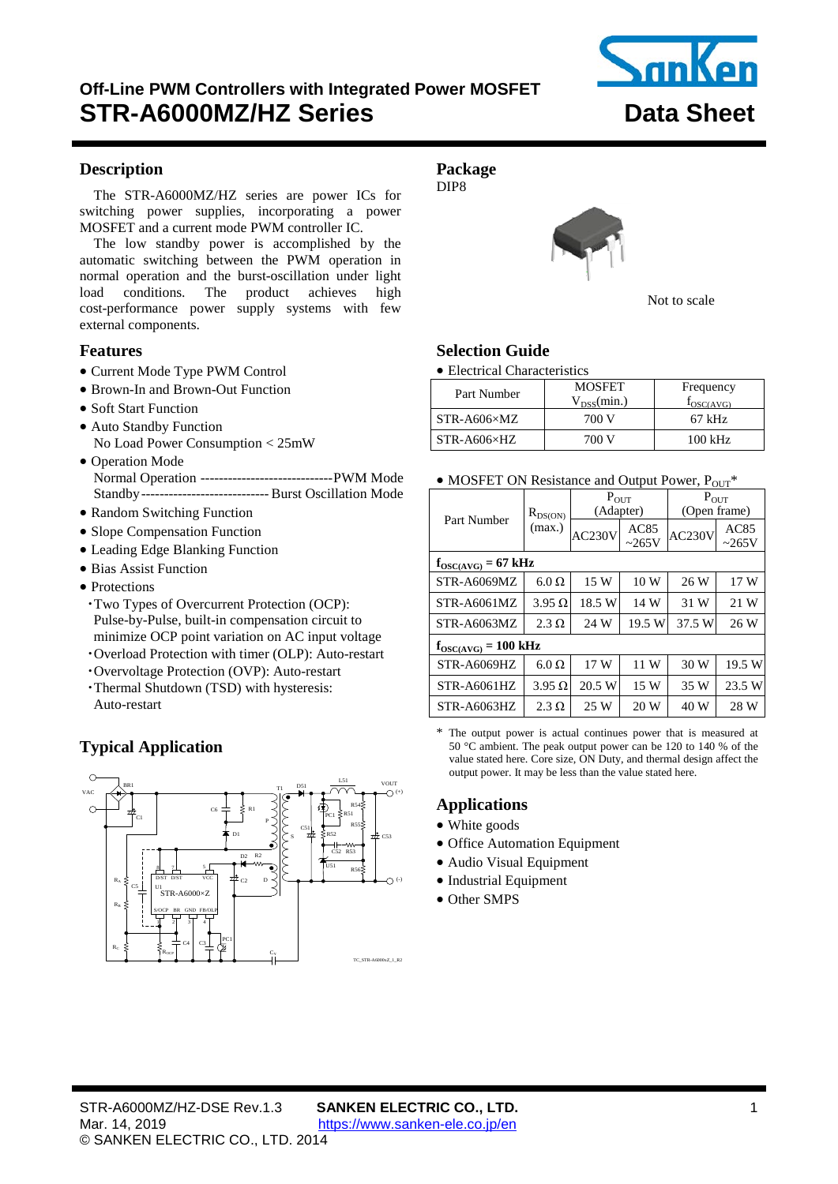# Off-Line PWM Controllers with Integrated Power MOSFET
# STR-A6000MZ/HZ Series

**Data Sheet**

## Description

The STR-A6000MZ/HZ series are power ICs for switching power supplies, incorporating a power MOSFET and a current mode PWM controller IC.

The low standby power is accomplished by the automatic switching between the PWM operation in normal operation and the burst-oscillation under light load conditions. The product achieves high cost-performance power supply systems with few external components.

## Features

- Current Mode Type PWM Control
- Brown-In and Brown-Out Function
- Soft Start Function
- Auto Standby Function
  No Load Power Consumption < 25mW
- Operation Mode
  Normal Operation ----------------------------- PWM Mode
  Standby ---------------------------- Burst Oscillation Mode
- Random Switching Function
- Slope Compensation Function
- Leading Edge Blanking Function
- Bias Assist Function
- Protections
  - Two Types of Overcurrent Protection (OCP): Pulse-by-Pulse, built-in compensation circuit to minimize OCP point variation on AC input voltage
  - Overload Protection with timer (OLP): Auto-restart
  - Overvoltage Protection (OVP): Auto-restart
  - Thermal Shutdown (TSD) with hysteresis: Auto-restart

## Typical Application

## Package

DIP8

Not to scale

## Selection Guide

- Electrical Characteristics

| Part Number | MOSFET $V_{DSS}$(min.) | Frequency $f_{OSC(AVG)}$ |
|---|---|---|
| STR-A606×MZ | 700 V | 67 kHz |
| STR-A606×HZ | 700 V | 100 kHz |

- MOSFET ON Resistance and Output Power, $P_{OUT}$*

| Part Number | $R_{DS(ON)}$ (max.) | $P_{OUT}$ (Adapter) | | $P_{OUT}$ (Open frame) | |
|---|---|---|---|---|---|
| | | AC230V | AC85 ~265V | AC230V | AC85 ~265V |
| **$f_{OSC(AVG)}$ = 67 kHz** | | | | | |
| STR-A6069MZ | 6.0 Ω | 15 W | 10 W | 26 W | 17 W |
| STR-A6061MZ | 3.95 Ω | 18.5 W | 14 W | 31 W | 21 W |
| STR-A6063MZ | 2.3 Ω | 24 W | 19.5 W | 37.5 W | 26 W |
| **$f_{OSC(AVG)}$ = 100 kHz** | | | | | |
| STR-A6069HZ | 6.0 Ω | 17 W | 11 W | 30 W | 19.5 W |
| STR-A6061HZ | 3.95 Ω | 20.5 W | 15 W | 35 W | 23.5 W |
| STR-A6063HZ | 2.3 Ω | 25 W | 20 W | 40 W | 28 W |

\* The output power is actual continues power that is measured at 50 °C ambient. The peak output power can be 120 to 140 % of the value stated here. Core size, ON Duty, and thermal design affect the output power. It may be less than the value stated here.

## Applications

- White goods
- Office Automation Equipment
- Audio Visual Equipment
- Industrial Equipment
- Other SMPS

STR-A6000MZ/HZ-DSE Rev.1.3
Mar. 14, 2019
© SANKEN ELECTRIC CO., LTD. 2014

**SANKEN ELECTRIC CO., LTD.**
https://www.sanken-ele.co.jp/en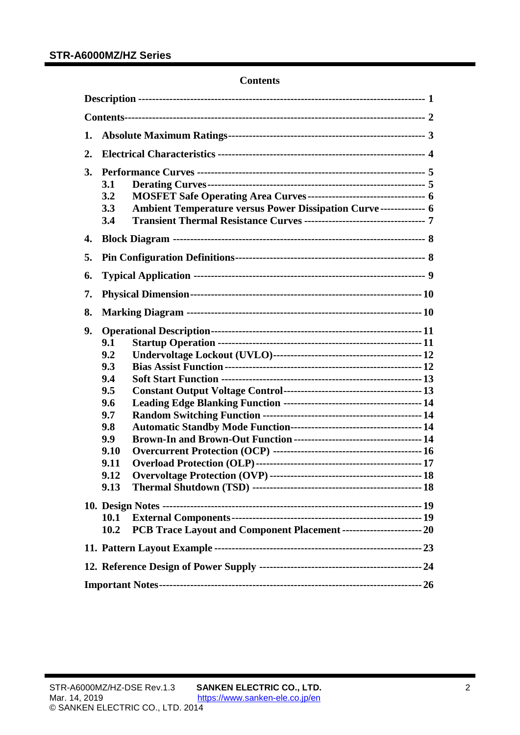## Contents

Description ------------------------------------------------------------------------------ 1

Contents---------------------------------------------------------------------------------- 2

1. Absolute Maximum Ratings-------------------------------------------------------- 3

2. Electrical Characteristics ---------------------------------------------------------- 4

3. Performance Curves --------------------------------------------------------------- 5
   - 3.1 Derating Curves------------------------------------------------------------- 5
   - 3.2 MOSFET Safe Operating Area Curves---------------------------------- 6
   - 3.3 Ambient Temperature versus Power Dissipation Curve------------- 6
   - 3.4 Transient Thermal Resistance Curves ---------------------------------- 7

4. Block Diagram --------------------------------------------------------------------- 8

5. Pin Configuration Definitions------------------------------------------------------ 8

6. Typical Application ---------------------------------------------------------------- 9

7. Physical Dimension-----------------------------------------------------------------10

8. Marking Diagram ------------------------------------------------------------------10

9. Operational Description------------------------------------------------------------11
   - 9.1 Startup Operation ----------------------------------------------------------11
   - 9.2 Undervoltage Lockout (UVLO)-------------------------------------------12
   - 9.3 Bias Assist Function --------------------------------------------------------12
   - 9.4 Soft Start Function ---------------------------------------------------------13
   - 9.5 Constant Output Voltage Control-----------------------------------------13
   - 9.6 Leading Edge Blanking Function -----------------------------------------14
   - 9.7 Random Switching Function ----------------------------------------------14
   - 9.8 Automatic Standby Mode Function---------------------------------------14
   - 9.9 Brown-In and Brown-Out Function --------------------------------------14
   - 9.10 Overcurrent Protection (OCP) -------------------------------------------16
   - 9.11 Overload Protection (OLP)------------------------------------------------17
   - 9.12 Overvoltage Protection (OVP) --------------------------------------------18
   - 9.13 Thermal Shutdown (TSD) -------------------------------------------------18

10. Design Notes ----------------------------------------------------------------------19
    - 10.1 External Components------------------------------------------------------19
    - 10.2 PCB Trace Layout and Component Placement -----------------------20

11. Pattern Layout Example ----------------------------------------------------------23

12. Reference Design of Power Supply -----------------------------------------------24

Important Notes-----------------------------------------------------------------------26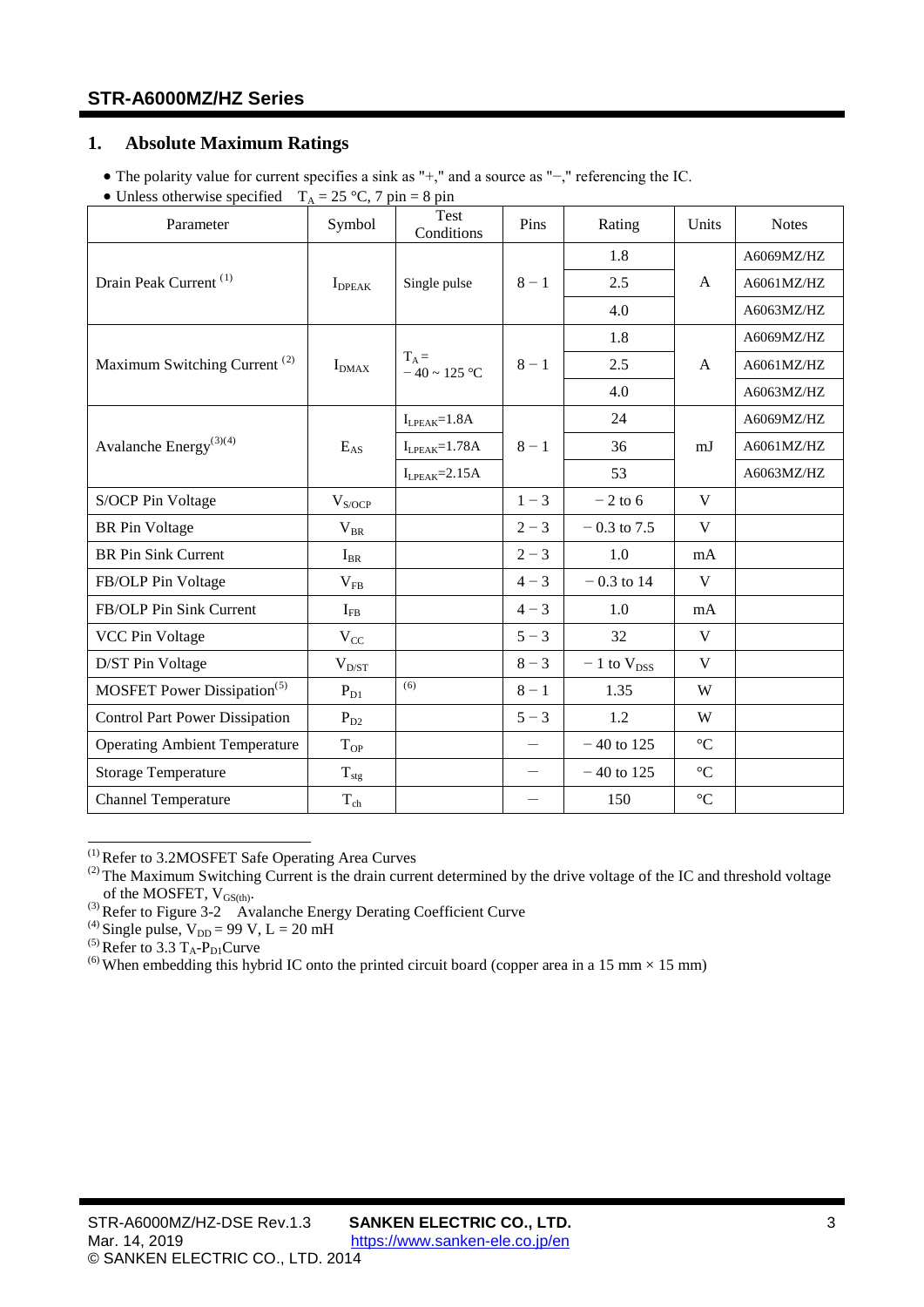## 1. Absolute Maximum Ratings

- The polarity value for current specifies a sink as "+," and a source as "−," referencing the IC.
- Unless specified otherwise $T_A$ = 25 °C, 7 pin = 8 pin

| Parameter | Symbol | Test Conditions | Pins | Rating | Units | Notes |
|---|---|---|---|---|---|---|
| Drain Peak Current [1] | $I_{DPEAK}$ | Single pulse | 8 − 1 | 1.8 | A | A6069MZ/HZ |
| | | | | 2.5 | | A6061MZ/HZ |
| | | | | 4.0 | | A6063MZ/HZ |
| Maximum Switching Current [2] | $I_{DMAX}$ | $T_A$ = − 40 ~ 125 °C | 8 − 1 | 1.8 | A | A6069MZ/HZ |
| | | | | 2.5 | | A6061MZ/HZ |
| | | | | 4.0 | | A6063MZ/HZ |
| Avalanche Energy[3][4] | $E_{AS}$ | $I_{LPEAK}$=1.8A | 8 − 1 | 24 | mJ | A6069MZ/HZ |
| | | $I_{LPEAK}$=1.78A | | 36 | | A6061MZ/HZ |
| | | $I_{LPEAK}$=2.15A | | 53 | | A6063MZ/HZ |
| S/OCP Pin Voltage | $V_{S/OCP}$ | | 1 − 3 | − 2 to 6 | V | |
| BR Pin Voltage | $V_{BR}$ | | 2 − 3 | − 0.3 to 7.5 | V | |
| BR Pin Sink Current | $I_{BR}$ | | 2 − 3 | 1.0 | mA | |
| FB/OLP Pin Voltage | $V_{FB}$ | | 4 − 3 | − 0.3 to 14 | V | |
| FB/OLP Pin Sink Current | $I_{FB}$ | | 4 − 3 | 1.0 | mA | |
| VCC Pin Voltage | $V_{CC}$ | | 5 − 3 | 32 | V | |
| D/ST Pin Voltage | $V_{D/ST}$ | | 8 − 3 | − 1 to $V_{DSS}$ | V | |
| MOSFET Power Dissipation[5] | $P_{D1}$ | [6] | 8 − 1 | 1.35 | W | |
| Control Part Power Dissipation | $P_{D2}$ | | 5 − 3 | 1.2 | W | |
| Operating Ambient Temperature | $T_{OP}$ | | — | − 40 to 125 | °C | |
| Storage Temperature | $T_{stg}$ | | — | − 40 to 125 | °C | |
| Channel Temperature | $T_{ch}$ | | — | 150 | °C | |

[1] Refer to 3.2MOSFET Safe Operating Area Curves
[2] The Maximum Switching Current is the drain current determined by the drive voltage of the IC and threshold voltage of the MOSFET, $V_{GS(th)}$.
[3] Refer to Figure 3-2 Avalanche Energy Derating Coefficient Curve
[4] Single pulse, $V_{DD}$ = 99 V, L = 20 mH
[5] Refer to 3.3 $T_A$-$P_{D1}$Curve
[6] When embedding this hybrid IC onto the printed circuit board (copper area in a 15 mm × 15 mm)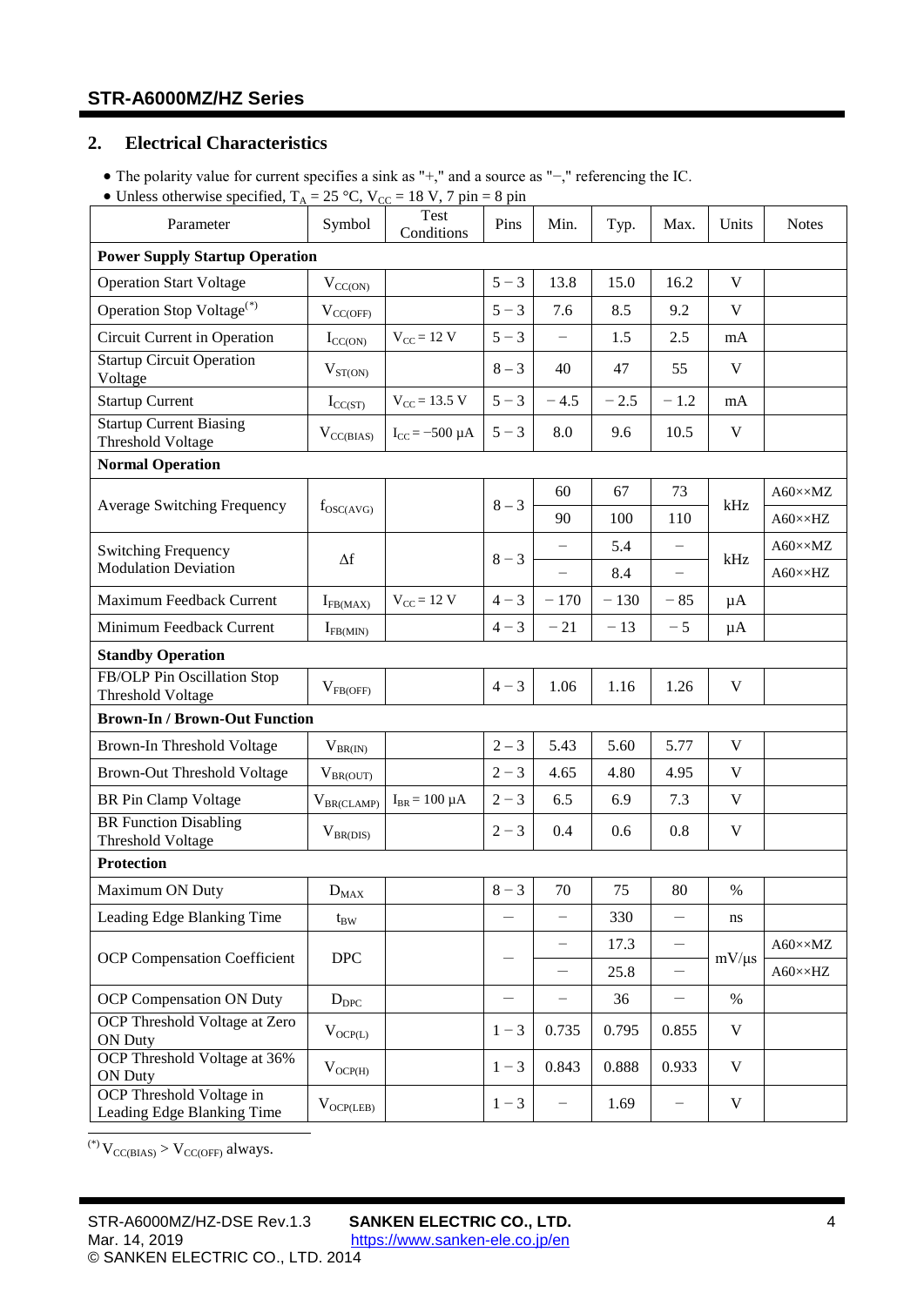## 2. Electrical Characteristics

- The polarity value for current specifies a sink as "+," and a source as "−," referencing the IC.
- Unless otherwise specified, $T_A$ = 25 °C, $V_{CC}$ = 18 V, 7 pin = 8 pin

| Parameter | Symbol | Test Conditions | Pins | Min. | Typ. | Max. | Units | Notes |
|---|---|---|---|---|---|---|---|---|
| **Power Supply Startup Operation** | | | | | | | | |
| Operation Start Voltage | $V_{CC(ON)}$ | | 5 − 3 | 13.8 | 15.0 | 16.2 | V | |
| Operation Stop Voltage(*) | $V_{CC(OFF)}$ | | 5 − 3 | 7.6 | 8.5 | 9.2 | V | |
| Circuit Current in Operation | $I_{CC(ON)}$ | $V_{CC}$ = 12 V | 5 − 3 | − | 1.5 | 2.5 | mA | |
| Startup Circuit Operation Voltage | $V_{ST(ON)}$ | | 8 − 3 | 40 | 47 | 55 | V | |
| Startup Current | $I_{CC(ST)}$ | $V_{CC}$ = 13.5 V | 5 − 3 | − 4.5 | − 2.5 | − 1.2 | mA | |
| Startup Current Biasing Threshold Voltage | $V_{CC(BIAS)}$ | $I_{CC}$ = −500 µA | 5 − 3 | 8.0 | 9.6 | 10.5 | V | |
| **Normal Operation** | | | | | | | | |
| Average Switching Frequency | $f_{OSC(AVG)}$ | | 8 − 3 | 60 | 67 | 73 | kHz | A60××MZ |
| | | | | 90 | 100 | 110 | | A60××HZ |
| Switching Frequency Modulation Deviation | Δf | | 8 − 3 | − | 5.4 | − | kHz | A60××MZ |
| | | | | − | 8.4 | − | | A60××HZ |
| Maximum Feedback Current | $I_{FB(MAX)}$ | $V_{CC}$ = 12 V | 4 − 3 | − 170 | − 130 | − 85 | µA | |
| Minimum Feedback Current | $I_{FB(MIN)}$ | | 4 − 3 | − 21 | − 13 | − 5 | µA | |
| **Standby Operation** | | | | | | | | |
| FB/OLP Pin Oscillation Stop Threshold Voltage | $V_{FB(OFF)}$ | | 4 − 3 | 1.06 | 1.16 | 1.26 | V | |
| **Brown-In / Brown-Out Function** | | | | | | | | |
| Brown-In Threshold Voltage | $V_{BR(IN)}$ | | 2 − 3 | 5.43 | 5.60 | 5.77 | V | |
| Brown-Out Threshold Voltage | $V_{BR(OUT)}$ | | 2 − 3 | 4.65 | 4.80 | 4.95 | V | |
| BR Pin Clamp Voltage | $V_{BR(CLAMP)}$ | $I_{BR}$ = 100 µA | 2 − 3 | 6.5 | 6.9 | 7.3 | V | |
| BR Function Disabling Threshold Voltage | $V_{BR(DIS)}$ | | 2 − 3 | 0.4 | 0.6 | 0.8 | V | |
| **Protection** | | | | | | | | |
| Maximum ON Duty | $D_{MAX}$ | | 8 − 3 | 70 | 75 | 80 | % | |
| Leading Edge Blanking Time | $t_{BW}$ | | − | − | 330 | − | ns | |
| OCP Compensation Coefficient | DPC | | − | − | 17.3 | − | mV/µs | A60××MZ |
| | | | | − | 25.8 | − | | A60××HZ |
| OCP Compensation ON Duty | $D_{DPC}$ | | − | − | 36 | − | % | |
| OCP Threshold Voltage at Zero ON Duty | $V_{OCP(L)}$ | | 1 − 3 | 0.735 | 0.795 | 0.855 | V | |
| OCP Threshold Voltage at 36% ON Duty | $V_{OCP(H)}$ | | 1 − 3 | 0.843 | 0.888 | 0.933 | V | |
| OCP Threshold Voltage in Leading Edge Blanking Time | $V_{OCP(LEB)}$ | | 1 − 3 | − | 1.69 | − | V | |

(*) $V_{CC(BIAS)} > V_{CC(OFF)}$ always.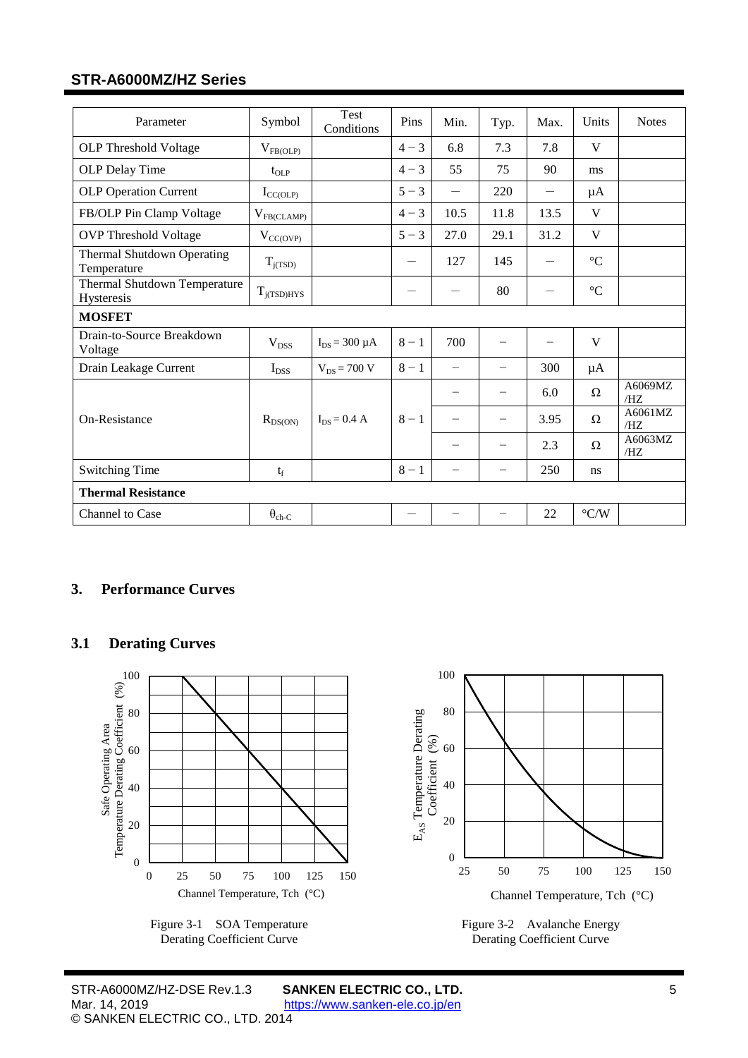| Parameter | Symbol | Test Conditions | Pins | Min. | Typ. | Max. | Units | Notes |
|---|---|---|---|---|---|---|---|---|
| OLP Threshold Voltage | $V_{FB(OLP)}$ | | 4 − 3 | 6.8 | 7.3 | 7.8 | V | |
| OLP Delay Time | $t_{OLP}$ | | 4 − 3 | 55 | 75 | 90 | ms | |
| OLP Operation Current | $I_{CC(OLP)}$ | | 5 − 3 | ― | 220 | ― | μA | |
| FB/OLP Pin Clamp Voltage | $V_{FB(CLAMP)}$ | | 4 − 3 | 10.5 | 11.8 | 13.5 | V | |
| OVP Threshold Voltage | $V_{CC(OVP)}$ | | 5 − 3 | 27.0 | 29.1 | 31.2 | V | |
| Thermal Shutdown Operating Temperature | $T_{j(TSD)}$ | | ― | 127 | 145 | ― | °C | |
| Thermal Shutdown Temperature Hysteresis | $T_{j(TSD)HYS}$ | | ― | ― | 80 | ― | °C | |
| **MOSFET** | | | | | | | | |
| Drain-to-Source Breakdown Voltage | $V_{DSS}$ | $I_{DS}$ = 300 μA | 8 − 1 | 700 | − | − | V | |
| Drain Leakage Current | $I_{DSS}$ | $V_{DS}$ = 700 V | 8 − 1 | − | − | 300 | μA | |
| On-Resistance | $R_{DS(ON)}$ | $I_{DS}$ = 0.4 A | 8 − 1 | − | − | 6.0 | Ω | A6069MZ/HZ |
| | | | | − | − | 3.95 | Ω | A6061MZ/HZ |
| | | | | − | − | 2.3 | Ω | A6063MZ/HZ |
| Switching Time | $t_f$ | | 8 − 1 | − | − | 250 | ns | |
| **Thermal Resistance** | | | | | | | | |
| Channel to Case | $\theta_{ch-C}$ | | ― | − | − | 22 | °C/W | |

## 3. Performance Curves

### 3.1 Derating Curves

Figure 3-1 SOA Temperature Derating Coefficient Curve

Figure 3-2 Avalanche Energy Derating Coefficient Curve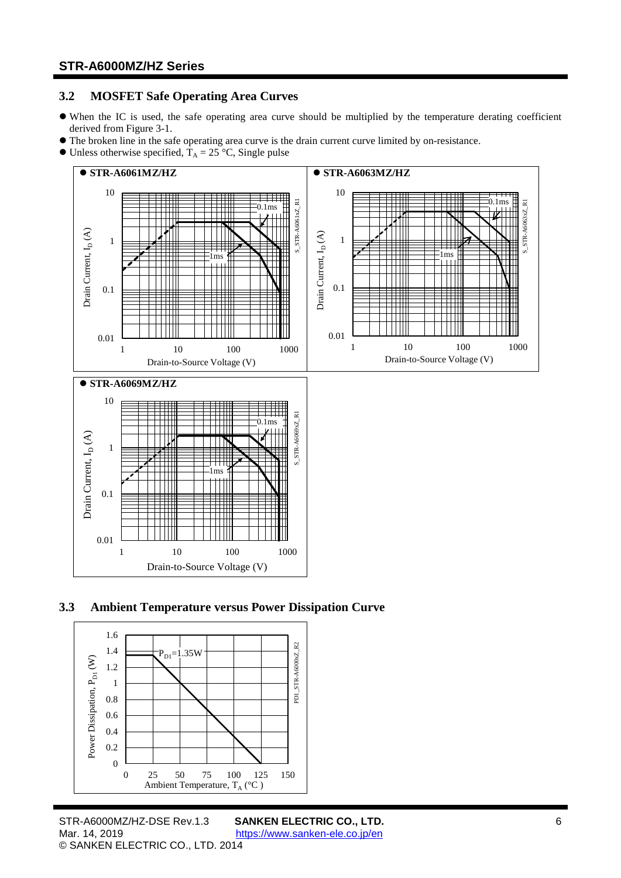## 3.2 MOSFET Safe Operating Area Curves

- When the IC is used, the safe operating area curve should be multiplied by the temperature derating coefficient derived from Figure 3-1.
- The broken line in the safe operating area curve is the drain current curve limited by on-resistance.
- Unless otherwise specified, $T_A$ = 25 °C, Single pulse

- **STR-A6061MZ/HZ**
- **STR-A6063MZ/HZ**
- **STR-A6069MZ/HZ**

## 3.3 Ambient Temperature versus Power Dissipation Curve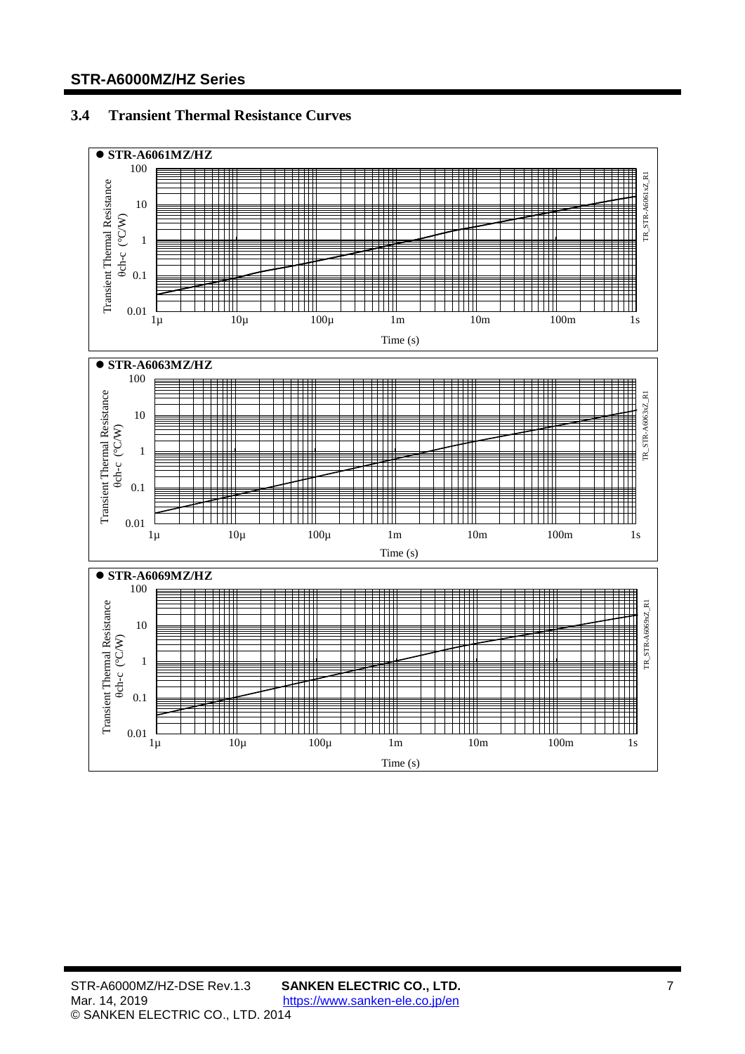## 3.4 Transient Thermal Resistance Curves

● STR-A6061MZ/HZ

Transient Thermal Resistance θch-c (°C/W)

Time (s)

TR_STR-A6061xZ_R1

● STR-A6063MZ/HZ

Transient Thermal Resistance θch-c (°C/W)

Time (s)

TR_STR-A6063xZ_R1

● STR-A6069MZ/HZ

Transient Thermal Resistance θch-c (°C/W)

Time (s)

TR_STR-A6069xZ_R1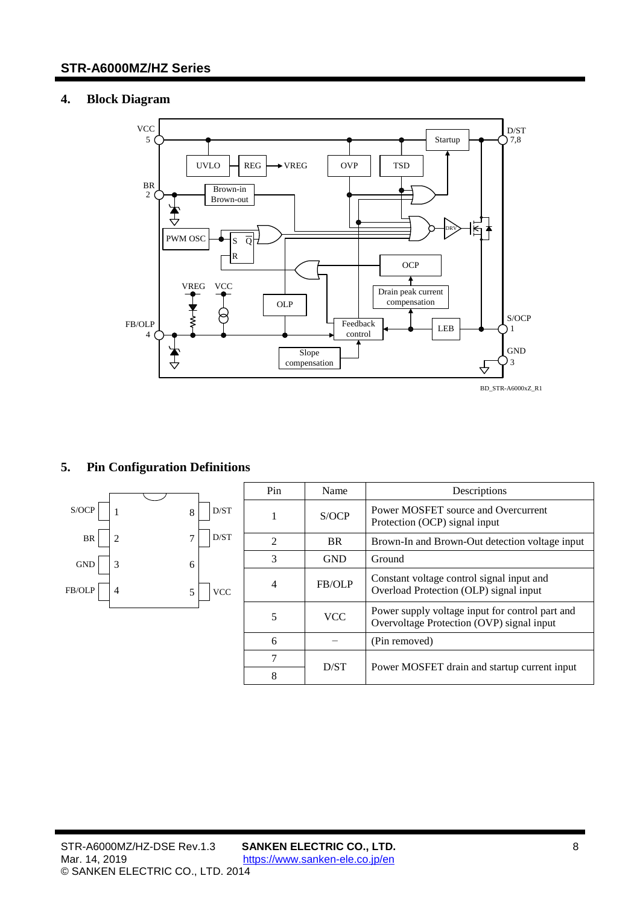## 4. Block Diagram

BD_STR-A6000xZ_R1

## 5. Pin Configuration Definitions

| Pin | Name | Descriptions |
|---|---|---|
| 1 | S/OCP | Power MOSFET source and Overcurrent Protection (OCP) signal input |
| 2 | BR | Brown-In and Brown-Out detection voltage input |
| 3 | GND | Ground |
| 4 | FB/OLP | Constant voltage control signal input and Overload Protection (OLP) signal input |
| 5 | VCC | Power supply voltage input for control part and Overvoltage Protection (OVP) signal input |
| 6 | − | (Pin removed) |
| 7 | D/ST | Power MOSFET drain and startup current input |
| 8 | | |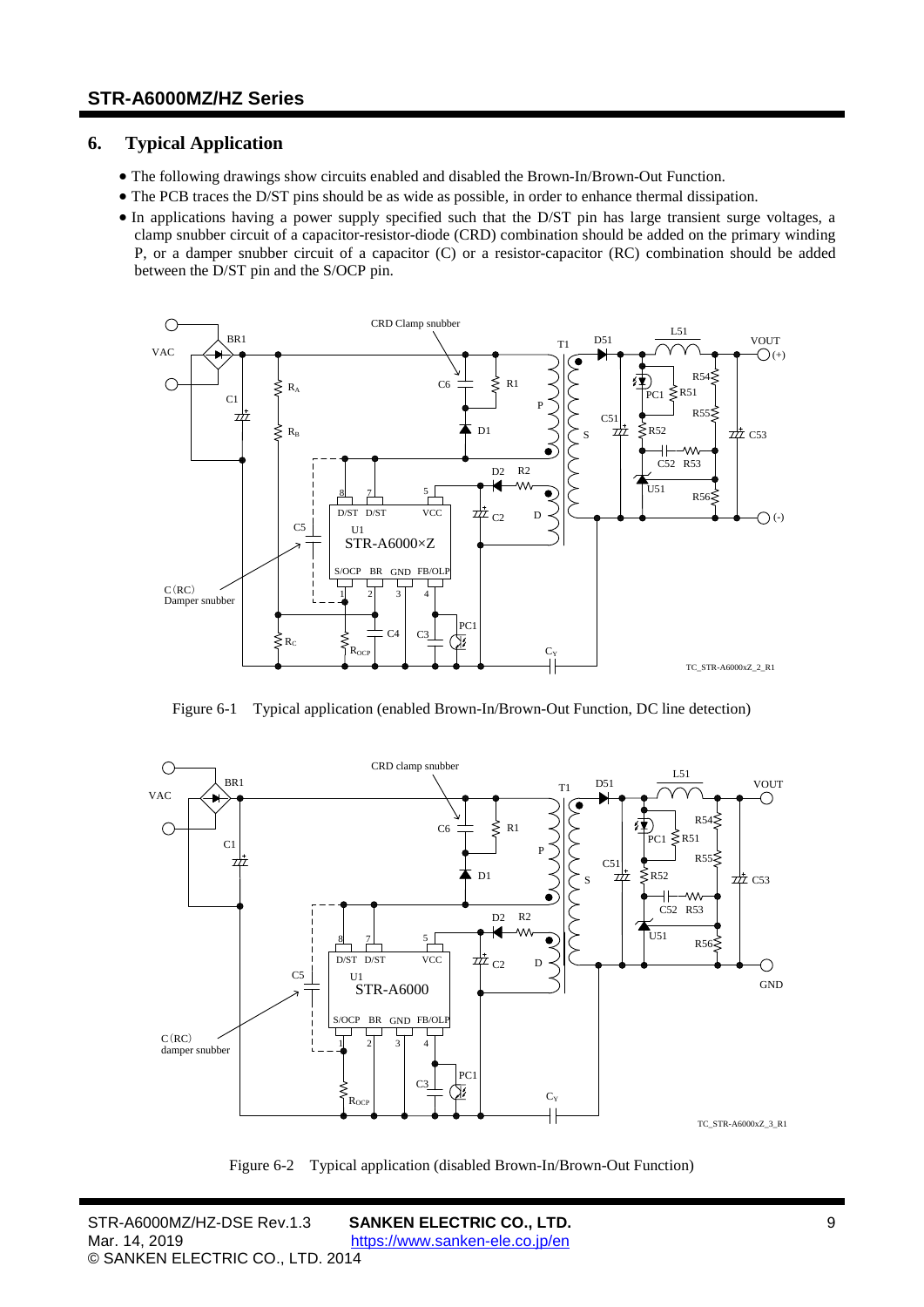## 6. Typical Application

- The following drawings show circuits enabled and disabled the Brown-In/Brown-Out Function.
- The PCB traces the D/ST pins should be as wide as possible, in order to enhance thermal dissipation.
- In applications having a power supply specified such that the D/ST pin has large transient surge voltages, a clamp snubber circuit of a capacitor-resistor-diode (CRD) combination should be added on the primary winding P, or a damper snubber circuit of a capacitor (C) or a resistor-capacitor (RC) combination should be added between the D/ST pin and the S/OCP pin.

Figure 6-1 Typical application (enabled Brown-In/Brown-Out Function, DC line detection)

Figure 6-2 Typical application (disabled Brown-In/Brown-Out Function)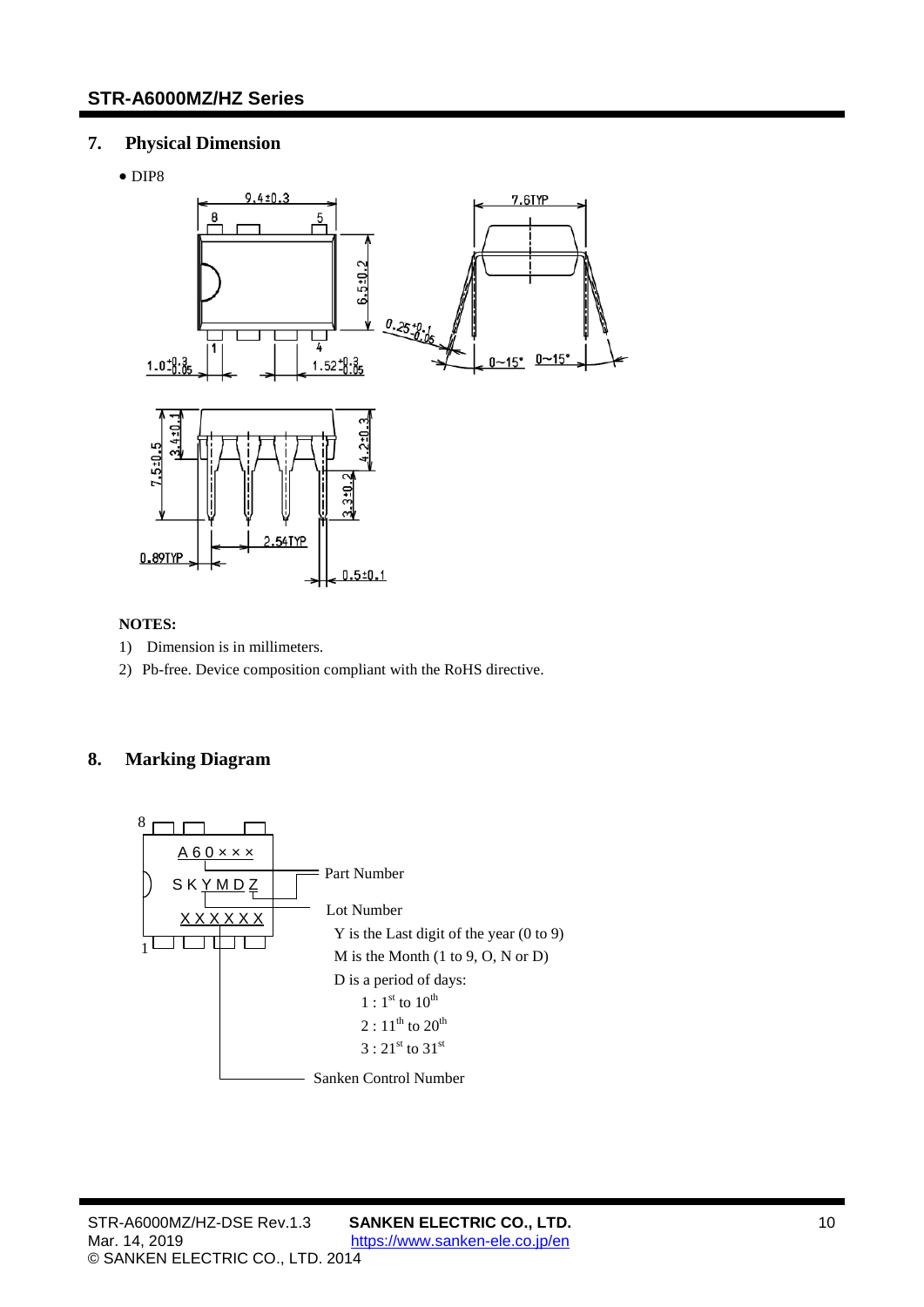## 7. Physical Dimension

- DIP8

**NOTES:**

1) Dimension is in millimeters.
2) Pb-free. Device composition compliant with the RoHS directive.

## 8. Marking Diagram

Part Number: A60×××

Lot Number: SKYMDZ

- Y is the Last digit of the year (0 to 9)
- M is the Month (1 to 9, O, N or D)
- D is a period of days:
  - 1 : 1st to 10th
  - 2 : 11th to 20th
  - 3 : 21st to 31st

Sanken Control Number: XXXXXX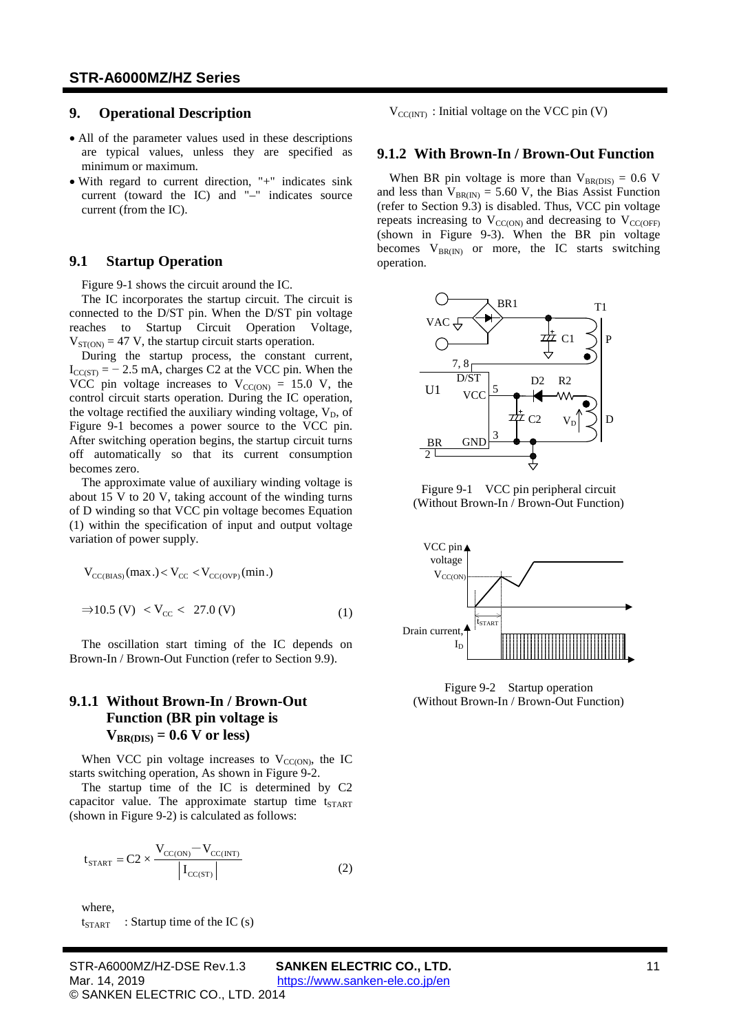## 9. Operational Description

- All of the parameter values used in these descriptions are typical values, unless they are specified as minimum or maximum.
- With regard to current direction, "+" indicates sink current (toward the IC) and "–" indicates source current (from the IC).

## 9.1 Startup Operation

Figure 9-1 shows the circuit around the IC.

The IC incorporates the startup circuit. The circuit is connected to the D/ST pin. When the D/ST pin voltage reaches to Startup Circuit Operation Voltage, $V_{ST(ON)} = 47$ V, the startup circuit starts operation.

During the startup process, the constant current, $I_{CC(ST)} = -2.5$ mA, charges C2 at the VCC pin. When the VCC pin voltage increases to $V_{CC(ON)} = 15.0$ V, the control circuit starts operation. During the IC operation, the voltage rectified the auxiliary winding voltage, $V_D$, of Figure 9-1 becomes a power source to the VCC pin. After switching operation begins, the startup circuit turns off automatically so that its current consumption becomes zero.

The approximate value of auxiliary winding voltage is about 15 V to 20 V, taking account of the winding turns of D winding so that VCC pin voltage becomes Equation (1) within the specification of input and output voltage variation of power supply.

$$V_{CC(BIAS)}(\max.) < V_{CC} < V_{CC(OVP)}(\min.)$$

$$\Rightarrow 10.5\ (V) < V_{CC} < 27.0\ (V) \tag{1}$$

The oscillation start timing of the IC depends on Brown-In / Brown-Out Function (refer to Section 9.9).

### 9.1.1 Without Brown-In / Brown-Out Function (BR pin voltage is $V_{BR(DIS)} = 0.6$ V or less)

When VCC pin voltage increases to $V_{CC(ON)}$, the IC starts switching operation, As shown in Figure 9-2.

The startup time of the IC is determined by C2 capacitor value. The approximate startup time $t_{START}$ (shown in Figure 9-2) is calculated as follows:

$$t_{START} = C2 \times \frac{V_{CC(ON)} - V_{CC(INT)}}{\left| I_{CC(ST)} \right|} \tag{2}$$

where,

$t_{START}$ : Startup time of the IC (s)

$V_{CC(INT)}$ : Initial voltage on the VCC pin (V)

### 9.1.2 With Brown-In / Brown-Out Function

When BR pin voltage is more than $V_{BR(DIS)} = 0.6$ V and less than $V_{BR(IN)} = 5.60$ V, the Bias Assist Function (refer to Section 9.3) is disabled. Thus, VCC pin voltage repeats increasing to $V_{CC(ON)}$ and decreasing to $V_{CC(OFF)}$ (shown in Figure 9-3). When the BR pin voltage becomes $V_{BR(IN)}$ or more, the IC starts switching operation.

Figure 9-1 VCC pin peripheral circuit (Without Brown-In / Brown-Out Function)

Figure 9-2 Startup operation (Without Brown-In / Brown-Out Function)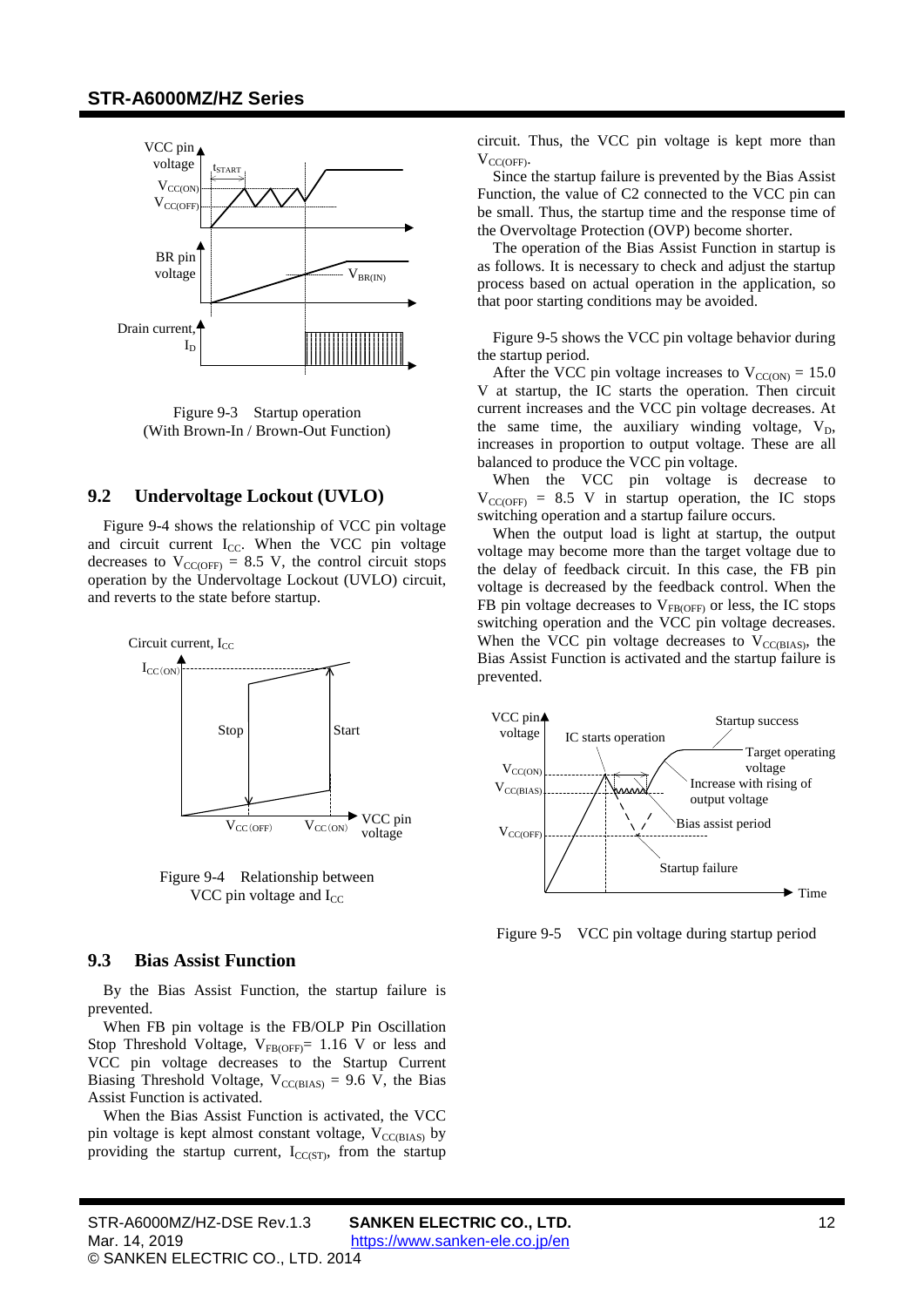Figure 9-3 Startup operation
(With Brown-In / Brown-Out Function)

## 9.2 Undervoltage Lockout (UVLO)

Figure 9-4 shows the relationship of VCC pin voltage and circuit current $I_{CC}$. When the VCC pin voltage decreases to $V_{CC(OFF)}$ = 8.5 V, the control circuit stops operation by the Undervoltage Lockout (UVLO) circuit, and reverts to the state before startup.

Figure 9-4 Relationship between VCC pin voltage and $I_{CC}$

## 9.3 Bias Assist Function

By the Bias Assist Function, the startup failure is prevented.

When FB pin voltage is the FB/OLP Pin Oscillation Stop Threshold Voltage, $V_{FB(OFF)}$= 1.16 V or less and VCC pin voltage decreases to the Startup Current Biasing Threshold Voltage, $V_{CC(BIAS)}$ = 9.6 V, the Bias Assist Function is activated.

When the Bias Assist Function is activated, the VCC pin voltage is kept almost constant voltage, $V_{CC(BIAS)}$ by providing the startup current, $I_{CC(ST)}$, from the startup circuit. Thus, the VCC pin voltage is kept more than $V_{CC(OFF)}$.

Since the startup failure is prevented by the Bias Assist Function, the value of C2 connected to the VCC pin can be small. Thus, the startup time and the response time of the Overvoltage Protection (OVP) become shorter.

The operation of the Bias Assist Function in startup is as follows. It is necessary to check and adjust the startup process based on actual operation in the application, so that poor starting conditions may be avoided.

Figure 9-5 shows the VCC pin voltage behavior during the startup period.

After the VCC pin voltage increases to $V_{CC(ON)}$ = 15.0 V at startup, the IC starts the operation. Then circuit current increases and the VCC pin voltage decreases. At the same time, the auxiliary winding voltage, $V_D$, increases in proportion to output voltage. These are all balanced to produce the VCC pin voltage.

When the VCC pin voltage is decrease to $V_{CC(OFF)}$ = 8.5 V in startup operation, the IC stops switching operation and a startup failure occurs.

When the output load is light at startup, the output voltage may become more than the target voltage due to the delay of feedback circuit. In this case, the FB pin voltage is decreased by the feedback control. When the FB pin voltage decreases to $V_{FB(OFF)}$ or less, the IC stops switching operation and the VCC pin voltage decreases. When the VCC pin voltage decreases to $V_{CC(BIAS)}$, the Bias Assist Function is activated and the startup failure is prevented.

Figure 9-5 VCC pin voltage during startup period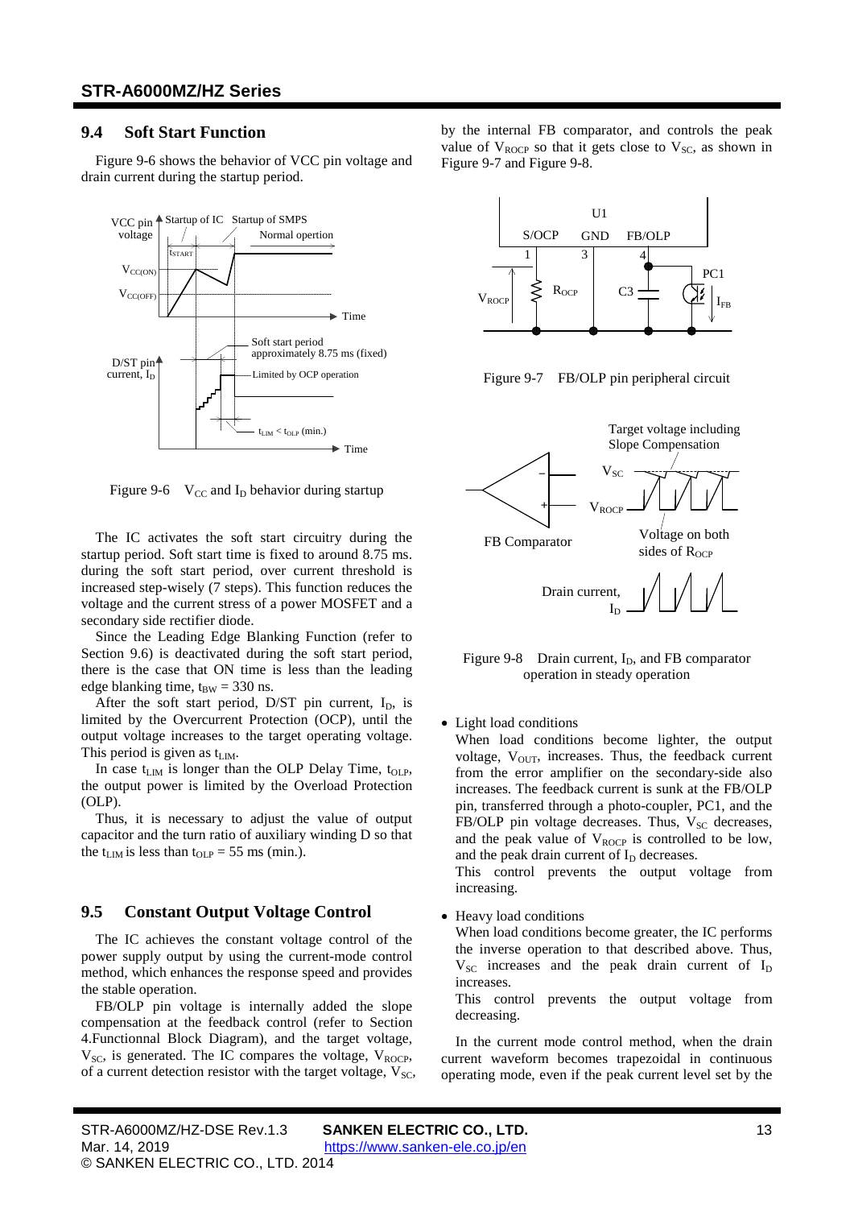## 9.4 Soft Start Function

Figure 9-6 shows the behavior of VCC pin voltage and drain current during the startup period.

Figure 9-6 $V_{CC}$ and $I_D$ behavior during startup

The IC activates the soft start circuitry during the startup period. Soft start time is fixed to around 8.75 ms. during the soft start period, over current threshold is increased step-wisely (7 steps). This function reduces the voltage and the current stress of a power MOSFET and a secondary side rectifier diode.

Since the Leading Edge Blanking Function (refer to Section 9.6) is deactivated during the soft start period, there is the case that ON time is less than the leading edge blanking time, $t_{BW}$ = 330 ns.

After the soft start period, D/ST pin current, $I_D$, is limited by the Overcurrent Protection (OCP), until the output voltage increases to the target operating voltage. This period is given as $t_{LIM}$.

In case $t_{LIM}$ is longer than the OLP Delay Time, $t_{OLP}$, the output power is limited by the Overload Protection (OLP).

Thus, it is necessary to adjust the value of output capacitor and the turn ratio of auxiliary winding D so that the $t_{LIM}$ is less than $t_{OLP}$ = 55 ms (min.).

## 9.5 Constant Output Voltage Control

The IC achieves the constant voltage control of the power supply output by using the current-mode control method, which enhances the response speed and provides the stable operation.

FB/OLP pin voltage is internally added the slope compensation at the feedback control (refer to Section 4.Functionnal Block Diagram), and the target voltage, $V_{SC}$, is generated. The IC compares the voltage, $V_{ROCP}$, of a current detection resistor with the target voltage, $V_{SC}$, by the internal FB comparator, and controls the peak value of $V_{ROCP}$ so that it gets close to $V_{SC}$, as shown in Figure 9-7 and Figure 9-8.

Figure 9-7 FB/OLP pin peripheral circuit

Figure 9-8 Drain current, $I_D$, and FB comparator operation in steady operation

- Light load conditions

  When load conditions become lighter, the output voltage, $V_{OUT}$, increases. Thus, the feedback current from the error amplifier on the secondary-side also increases. The feedback current is sunk at the FB/OLP pin, transferred through a photo-coupler, PC1, and the FB/OLP pin voltage decreases. Thus, $V_{SC}$ decreases, and the peak value of $V_{ROCP}$ is controlled to be low, and the peak drain current of $I_D$ decreases.

  This control prevents the output voltage from increasing.

- Heavy load conditions

  When load conditions become greater, the IC performs the inverse operation to that described above. Thus, $V_{SC}$ increases and the peak drain current of $I_D$ increases.

  This control prevents the output voltage from decreasing.

In the current mode control method, when the drain current waveform becomes trapezoidal in continuous operating mode, even if the peak current level set by the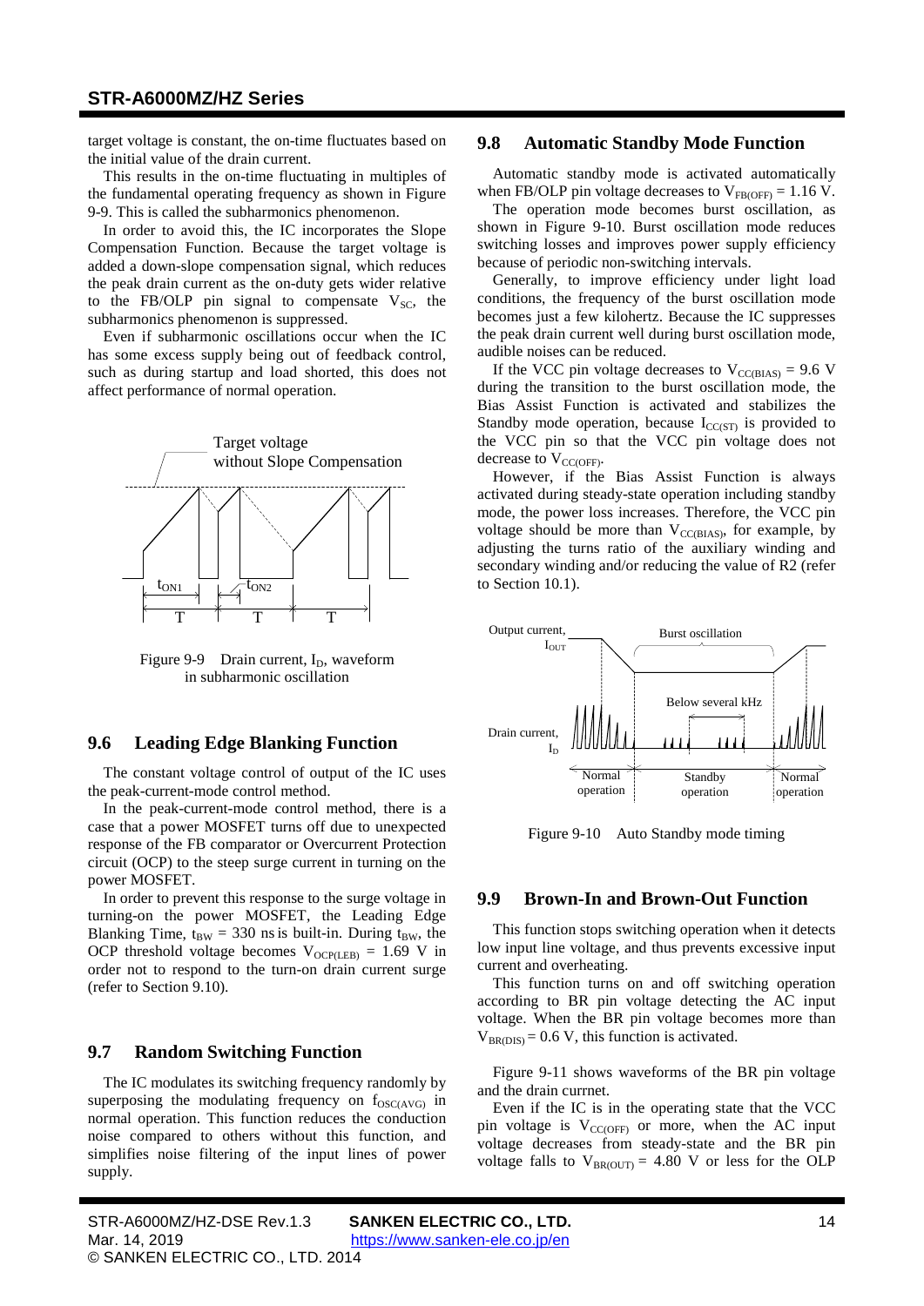target voltage is constant, the on-time fluctuates based on the initial value of the drain current.

This results in the on-time fluctuating in multiples of the fundamental operating frequency as shown in Figure 9-9. This is called the subharmonics phenomenon.

In order to avoid this, the IC incorporates the Slope Compensation Function. Because the target voltage is added a down-slope compensation signal, which reduces the peak drain current as the on-duty gets wider relative to the FB/OLP pin signal to compensate $V_{SC}$, the subharmonics phenomenon is suppressed.

Even if subharmonic oscillations occur when the IC has some excess supply being out of feedback control, such as during startup and load shorted, this does not affect performance of normal operation.

Figure 9-9 Drain current, $I_D$, waveform in subharmonic oscillation

## 9.6 Leading Edge Blanking Function

The constant voltage control of output of the IC uses the peak-current-mode control method.

In the peak-current-mode control method, there is a case that a power MOSFET turns off due to unexpected response of the FB comparator or Overcurrent Protection circuit (OCP) to the steep surge current in turning on the power MOSFET.

In order to prevent this response to the surge voltage in turning-on the power MOSFET, the Leading Edge Blanking Time, $t_{BW}$ = 330 ns is built-in. During $t_{BW}$, the OCP threshold voltage becomes $V_{OCP(LEB)}$ = 1.69 V in order not to respond to the turn-on drain current surge (refer to Section 9.10).

## 9.7 Random Switching Function

The IC modulates its switching frequency randomly by superposing the modulating frequency on $f_{OSC(AVG)}$ in normal operation. This function reduces the conduction noise compared to others without this function, and simplifies noise filtering of the input lines of power supply.

## 9.8 Automatic Standby Mode Function

Automatic standby mode is activated automatically when FB/OLP pin voltage decreases to $V_{FB(OFF)}$ = 1.16 V.

The operation mode becomes burst oscillation, as shown in Figure 9-10. Burst oscillation mode reduces switching losses and improves power supply efficiency because of periodic non-switching intervals.

Generally, to improve efficiency under light load conditions, the frequency of the burst oscillation mode becomes just a few kilohertz. Because the IC suppresses the peak drain current well during burst oscillation mode, audible noises can be reduced.

If the VCC pin voltage decreases to $V_{CC(BIAS)}$ = 9.6 V during the transition to the burst oscillation mode, the Bias Assist Function is activated and stabilizes the Standby mode operation, because $I_{CC(ST)}$ is provided to the VCC pin so that the VCC pin voltage does not decrease to $V_{CC(OFF)}$.

However, if the Bias Assist Function is always activated during steady-state operation including standby mode, the power loss increases. Therefore, the VCC pin voltage should be more than $V_{CC(BIAS)}$, for example, by adjusting the turns ratio of the auxiliary winding and secondary winding and/or reducing the value of R2 (refer to Section 10.1).

Figure 9-10 Auto Standby mode timing

## 9.9 Brown-In and Brown-Out Function

This function stops switching operation when it detects low input line voltage, and thus prevents excessive input current and overheating.

This function turns on and off switching operation according to BR pin voltage detecting the AC input voltage. When the BR pin voltage becomes more than $V_{BR(DIS)}$ = 0.6 V, this function is activated.

Figure 9-11 shows waveforms of the BR pin voltage and the drain currnet.

Even if the IC is in the operating state that the VCC pin voltage is $V_{CC(OFF)}$ or more, when the AC input voltage decreases from steady-state and the BR pin voltage falls to $V_{BR(OUT)}$ = 4.80 V or less for the OLP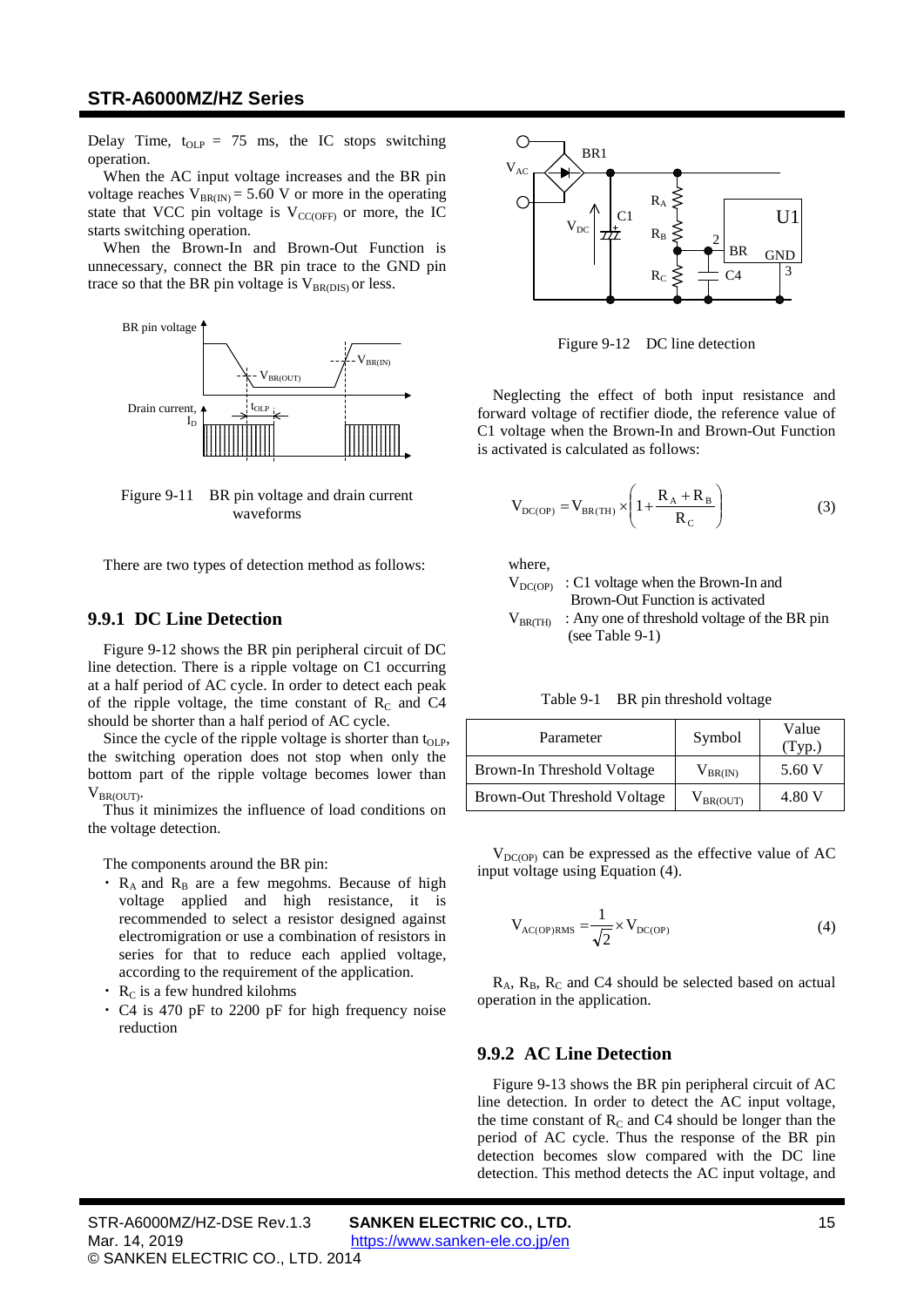Delay Time, $t_{OLP}$ = 75 ms, the IC stops switching operation.

When the AC input voltage increases and the BR pin voltage reaches $V_{BR(IN)}$ = 5.60 V or more in the operating state that VCC pin voltage is $V_{CC(OFF)}$ or more, the IC starts switching operation.

When the Brown-In and Brown-Out Function is unnecessary, connect the BR pin trace to the GND pin trace so that the BR pin voltage is $V_{BR(DIS)}$ or less.

Figure 9-11 BR pin voltage and drain current waveforms

There are two types of detection method as follows:

### 9.9.1 DC Line Detection

Figure 9-12 shows the BR pin peripheral circuit of DC line detection. There is a ripple voltage on C1 occurring at a half period of AC cycle. In order to detect each peak of the ripple voltage, the time constant of $R_C$ and C4 should be shorter than a half period of AC cycle.

Since the cycle of the ripple voltage is shorter than $t_{OLP}$, the switching operation does not stop when only the bottom part of the ripple voltage becomes lower than $V_{BR(OUT)}$.

Thus it minimizes the influence of load conditions on the voltage detection.

The components around the BR pin:

- $R_A$ and $R_B$ are a few megohms. Because of high voltage applied and high resistance, it is recommended to select a resistor designed against electromigration or use a combination of resistors in series for that to reduce each applied voltage, according to the requirement of the application.
- $R_C$ is a few hundred kilohms
- C4 is 470 pF to 2200 pF for high frequency noise reduction

Figure 9-12 DC line detection

Neglecting the effect of both input resistance and forward voltage of rectifier diode, the reference value of C1 voltage when the Brown-In and Brown-Out Function is activated is calculated as follows:

$$V_{DC(OP)} = V_{BR(TH)} \times \left(1 + \frac{R_A + R_B}{R_C}\right) \tag{3}$$

where,

$V_{DC(OP)}$ : C1 voltage when the Brown-In and Brown-Out Function is activated

$V_{BR(TH)}$ : Any one of threshold voltage of the BR pin (see Table 9-1)

Table 9-1 BR pin threshold voltage

| Parameter | Symbol | Value (Typ.) |
|---|---|---|
| Brown-In Threshold Voltage | $V_{BR(IN)}$ | 5.60 V |
| Brown-Out Threshold Voltage | $V_{BR(OUT)}$ | 4.80 V |

$V_{DC(OP)}$ can be expressed as the effective value of AC input voltage using Equation (4).

$$V_{AC(OP)RMS} = \frac{1}{\sqrt{2}} \times V_{DC(OP)} \tag{4}$$

$R_A$, $R_B$, $R_C$ and C4 should be selected based on actual operation in the application.

### 9.9.2 AC Line Detection

Figure 9-13 shows the BR pin peripheral circuit of AC line detection. In order to detect the AC input voltage, the time constant of $R_C$ and C4 should be longer than the period of AC cycle. Thus the response of the BR pin detection becomes slow compared with the DC line detection. This method detects the AC input voltage, and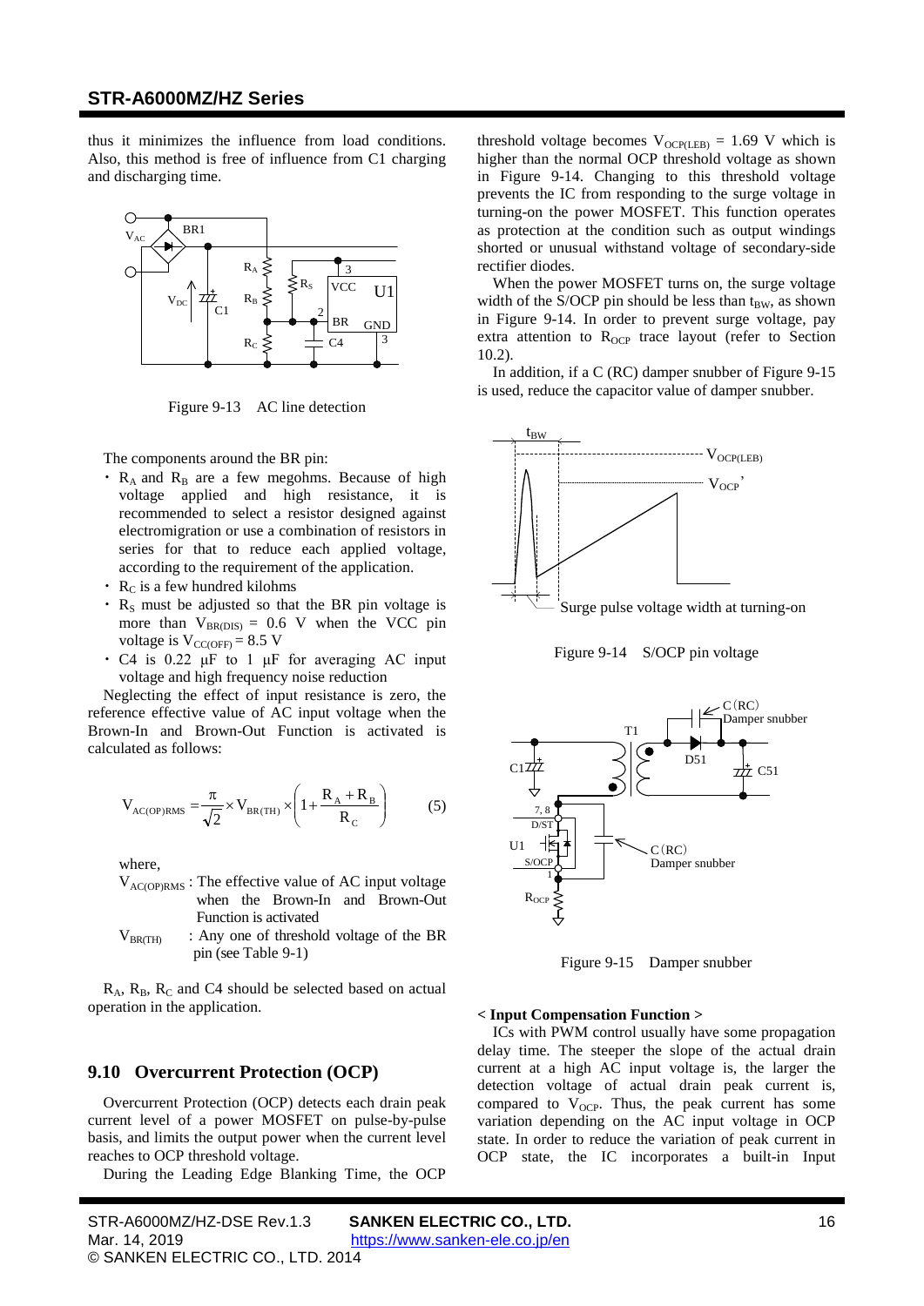thus it minimizes the influence from load conditions. Also, this method is free of influence from C1 charging and discharging time.

Figure 9-13 AC line detection

The components around the BR pin:

- $R_A$ and $R_B$ are a few megohms. Because of high voltage applied and high resistance, it is recommended to select a resistor designed against electromigration or use a combination of resistors in series for that to reduce each applied voltage, according to the requirement of the application.
- $R_C$ is a few hundred kilohms
- $R_S$ must be adjusted so that the BR pin voltage is more than $V_{BR(DIS)}$ = 0.6 V when the VCC pin voltage is $V_{CC(OFF)}$ = 8.5 V
- C4 is 0.22 μF to 1 μF for averaging AC input voltage and high frequency noise reduction

Neglecting the effect of input resistance is zero, the reference effective value of AC input voltage when the Brown-In and Brown-Out Function is activated is calculated as follows:

$$V_{AC(OP)RMS} = \frac{\pi}{\sqrt{2}} \times V_{BR(TH)} \times \left(1 + \frac{R_A + R_B}{R_C}\right) \qquad (5)$$

where,

$V_{AC(OP)RMS}$ : The effective value of AC input voltage when the Brown-In and Brown-Out Function is activated

$V_{BR(TH)}$ : Any one of threshold voltage of the BR pin (see Table 9-1)

$R_A$, $R_B$, $R_C$ and C4 should be selected based on actual operation in the application.

## 9.10 Overcurrent Protection (OCP)

Overcurrent Protection (OCP) detects each drain peak current level of a power MOSFET on pulse-by-pulse basis, and limits the output power when the current level reaches to OCP threshold voltage.

During the Leading Edge Blanking Time, the OCP threshold voltage becomes $V_{OCP(LEB)}$ = 1.69 V which is higher than the normal OCP threshold voltage as shown in Figure 9-14. Changing to this threshold voltage prevents the IC from responding to the surge voltage in turning-on the power MOSFET. This function operates as protection at the condition such as output windings shorted or unusual withstand voltage of secondary-side rectifier diodes.

When the power MOSFET turns on, the surge voltage width of the S/OCP pin should be less than $t_{BW}$, as shown in Figure 9-14. In order to prevent surge voltage, pay extra attention to $R_{OCP}$ trace layout (refer to Section 10.2).

In addition, if a C (RC) damper snubber of Figure 9-15 is used, reduce the capacitor value of damper snubber.

Figure 9-14 S/OCP pin voltage

Figure 9-15 Damper snubber

**< Input Compensation Function >**

ICs with PWM control usually have some propagation delay time. The steeper the slope of the actual drain current at a high AC input voltage is, the larger the detection voltage of actual drain peak current is, compared to $V_{OCP}$. Thus, the peak current has some variation depending on the AC input voltage in OCP state. In order to reduce the variation of peak current in OCP state, the IC incorporates a built-in Input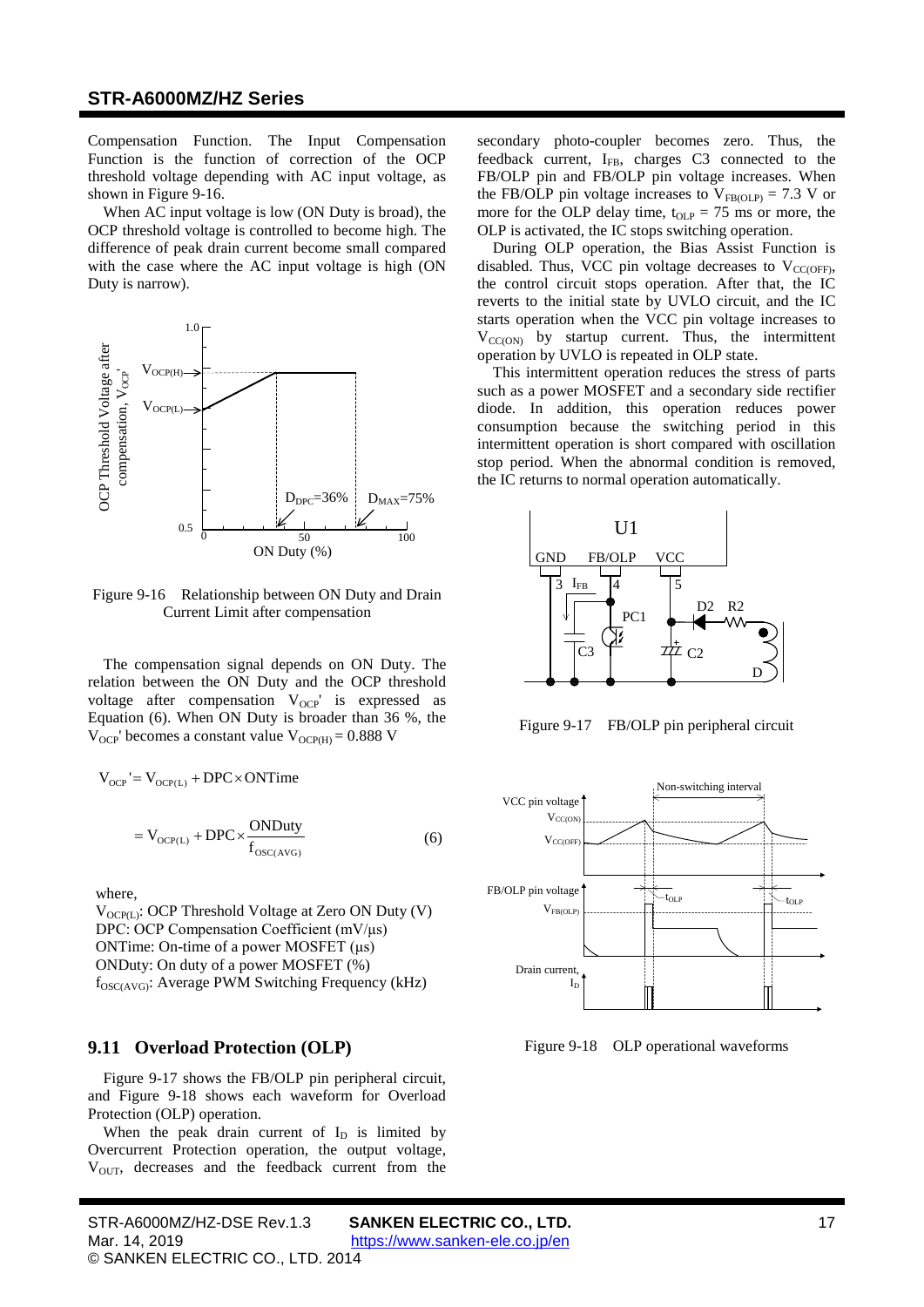Compensation Function. The Input Compensation Function is the function of correction of the OCP threshold voltage depending with AC input voltage, as shown in Figure 9-16.

When AC input voltage is low (ON Duty is broad), the OCP threshold voltage is controlled to become high. The difference of peak drain current become small compared with the case where the AC input voltage is high (ON Duty is narrow).

Figure 9-16 Relationship between ON Duty and Drain Current Limit after compensation

The compensation signal depends on ON Duty. The relation between the ON Duty and the OCP threshold voltage after compensation $V_{OCP}'$ is expressed as Equation (6). When ON Duty is broader than 36 %, the $V_{OCP}'$ becomes a constant value $V_{OCP(H)} = 0.888$ V

$$V_{OCP}' = V_{OCP(L)} + DPC \times ONTime$$

$$= V_{OCP(L)} + DPC \times \frac{ONDuty}{f_{OSC(AVG)}} \qquad (6)$$

where,

$V_{OCP(L)}$: OCP Threshold Voltage at Zero ON Duty (V)
DPC: OCP Compensation Coefficient (mV/μs)
ONTime: On-time of a power MOSFET (μs)
ONDuty: On duty of a power MOSFET (%)
$f_{OSC(AVG)}$: Average PWM Switching Frequency (kHz)

## 9.11 Overload Protection (OLP)

Figure 9-17 shows the FB/OLP pin peripheral circuit, and Figure 9-18 shows each waveform for Overload Protection (OLP) operation.

When the peak drain current of $I_D$ is limited by Overcurrent Protection operation, the output voltage, $V_{OUT}$, decreases and the feedback current from the secondary photo-coupler becomes zero. Thus, the feedback current, $I_{FB}$, charges C3 connected to the FB/OLP pin and FB/OLP pin voltage increases. When the FB/OLP pin voltage increases to $V_{FB(OLP)} = 7.3$ V or more for the OLP delay time, $t_{OLP} = 75$ ms or more, the OLP is activated, the IC stops switching operation.

During OLP operation, the Bias Assist Function is disabled. Thus, VCC pin voltage decreases to $V_{CC(OFF)}$, the control circuit stops operation. After that, the IC reverts to the initial state by UVLO circuit, and the IC starts operation when the VCC pin voltage increases to $V_{CC(ON)}$ by startup current. Thus, the intermittent operation by UVLO is repeated in OLP state.

This intermittent operation reduces the stress of parts such as a power MOSFET and a secondary side rectifier diode. In addition, this operation reduces power consumption because the switching period in this intermittent operation is short compared with oscillation stop period. When the abnormal condition is removed, the IC returns to normal operation automatically.

Figure 9-17 FB/OLP pin peripheral circuit

Figure 9-18 OLP operational waveforms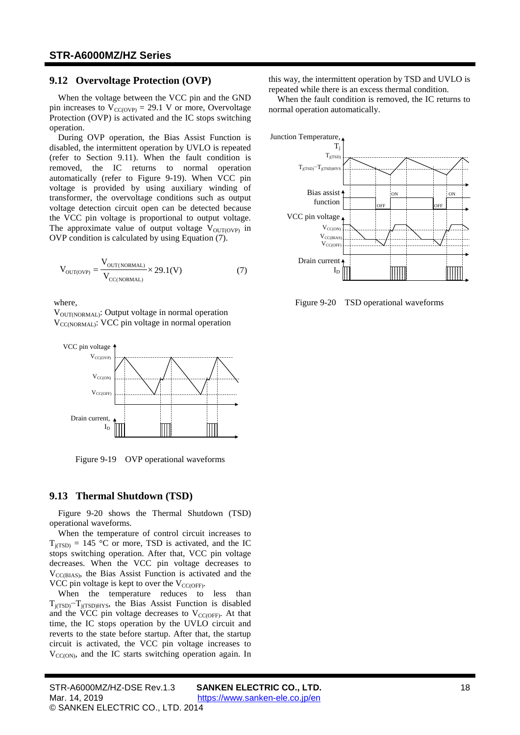## 9.12 Overvoltage Protection (OVP)

When the voltage between the VCC pin and the GND pin increases to $V_{CC(OVP)}$ = 29.1 V or more, Overvoltage Protection (OVP) is activated and the IC stops switching operation.

During OVP operation, the Bias Assist Function is disabled, the intermittent operation by UVLO is repeated (refer to Section 9.11). When the fault condition is removed, the IC returns to normal operation automatically (refer to Figure 9-19). When VCC pin voltage is provided by using auxiliary winding of transformer, the overvoltage conditions such as output voltage detection circuit open can be detected because the VCC pin voltage is proportional to output voltage. The approximate value of output voltage $V_{OUT(OVP)}$ in OVP condition is calculated by using Equation (7).

$$V_{OUT(OVP)} = \frac{V_{OUT(NORMAL)}}{V_{CC(NORMAL)}} \times 29.1(V) \tag{7}$$

where,

$V_{OUT(NORMAL)}$: Output voltage in normal operation
$V_{CC(NORMAL)}$: VCC pin voltage in normal operation

Figure 9-19 OVP operational waveforms

## 9.13 Thermal Shutdown (TSD)

Figure 9-20 shows the Thermal Shutdown (TSD) operational waveforms.

When the temperature of control circuit increases to $T_{j(TSD)}$ = 145 °C or more, TSD is activated, and the IC stops switching operation. After that, VCC pin voltage decreases. When the VCC pin voltage decreases to $V_{CC(BIAS)}$, the Bias Assist Function is activated and the VCC pin voltage is kept to over the $V_{CC(OFF)}$.

When the temperature reduces to less than $T_{j(TSD)}-T_{j(TSD)HYS}$, the Bias Assist Function is disabled and the VCC pin voltage decreases to $V_{CC(OFF)}$. At that time, the IC stops operation by the UVLO circuit and reverts to the state before startup. After that, the startup circuit is activated, the VCC pin voltage increases to $V_{CC(ON)}$, and the IC starts switching operation again. In this way, the intermittent operation by TSD and UVLO is repeated while there is an excess thermal condition.

When the fault condition is removed, the IC returns to normal operation automatically.

Figure 9-20 TSD operational waveforms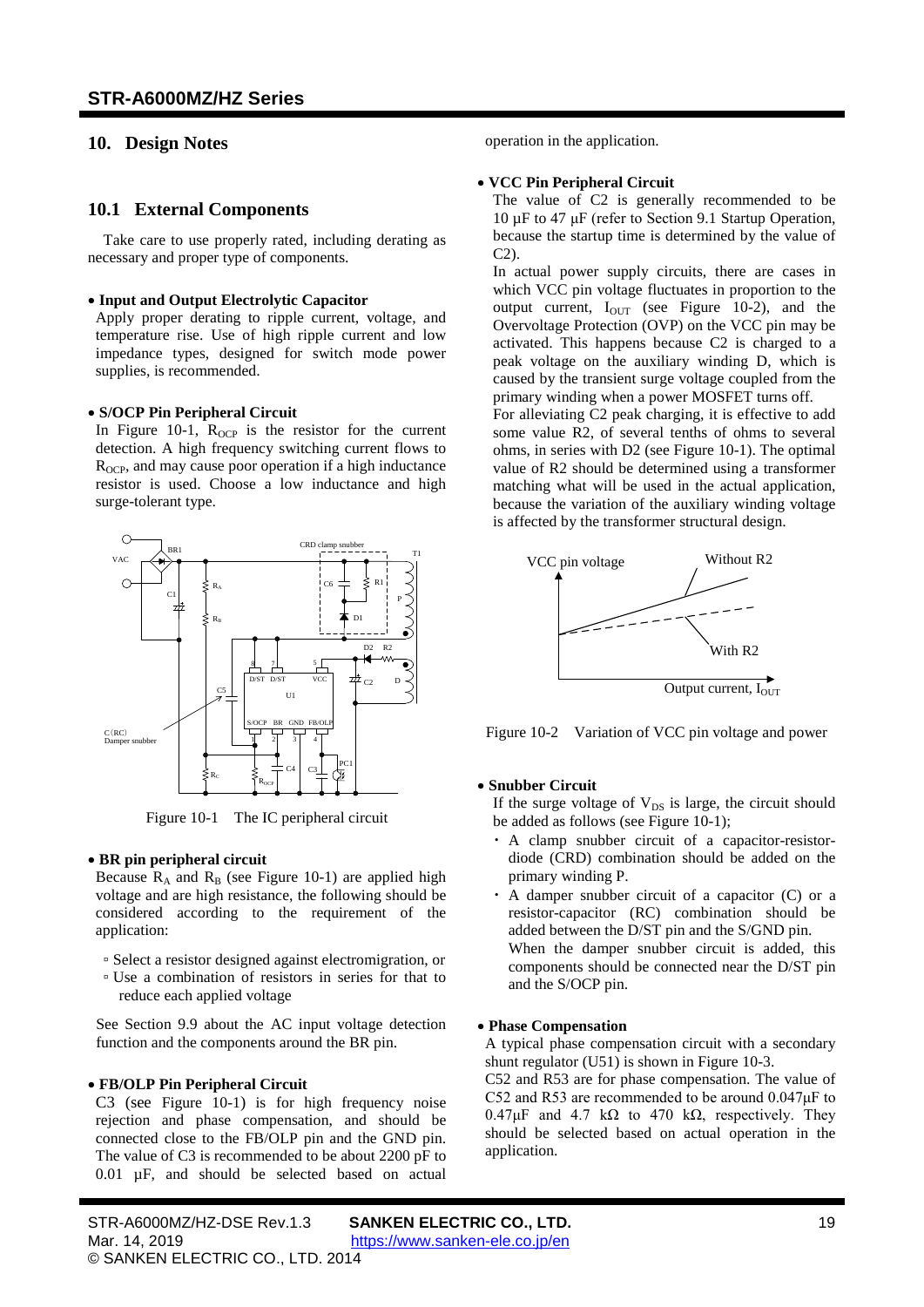## 10. Design Notes

### 10.1 External Components

Take care to use properly rated, including derating as necessary and proper type of components.

- **Input and Output Electrolytic Capacitor**

  Apply proper derating to ripple current, voltage, and temperature rise. Use of high ripple current and low impedance types, designed for switch mode power supplies, is recommended.

- **S/OCP Pin Peripheral Circuit**

  In Figure 10-1, $R_{OCP}$ is the resistor for the current detection. A high frequency switching current flows to $R_{OCP}$, and may cause poor operation if a high inductance resistor is used. Choose a low inductance and high surge-tolerant type.

Figure 10-1 The IC peripheral circuit

- **BR pin peripheral circuit**

  Because $R_A$ and $R_B$ (see Figure 10-1) are applied high voltage and are high resistance, the following should be considered according to the requirement of the application:

  - Select a resistor designed against electromigration, or
  - Use a combination of resistors in series for that to reduce each applied voltage

  See Section 9.9 about the AC input voltage detection function and the components around the BR pin.

- **FB/OLP Pin Peripheral Circuit**

  C3 (see Figure 10-1) is for high frequency noise rejection and phase compensation, and should be connected close to the FB/OLP pin and the GND pin. The value of C3 is recommended to be about 2200 pF to 0.01 µF, and should be selected based on actual operation in the application.

- **VCC Pin Peripheral Circuit**

  The value of C2 is generally recommended to be 10 µF to 47 µF (refer to Section 9.1 Startup Operation, because the startup time is determined by the value of C2).

  In actual power supply circuits, there are cases in which VCC pin voltage fluctuates in proportion to the output current, $I_{OUT}$ (see Figure 10-2), and the Overvoltage Protection (OVP) on the VCC pin may be activated. This happens because C2 is charged to a peak voltage on the auxiliary winding D, which is caused by the transient surge voltage coupled from the primary winding when a power MOSFET turns off.

  For alleviating C2 peak charging, it is effective to add some value R2, of several tenths of ohms to several ohms, in series with D2 (see Figure 10-1). The optimal value of R2 should be determined using a transformer matching what will be used in the actual application, because the variation of the auxiliary winding voltage is affected by the transformer structural design.

Figure 10-2 Variation of VCC pin voltage and power

- **Snubber Circuit**

  If the surge voltage of $V_{DS}$ is large, the circuit should be added as follows (see Figure 10-1);

  - A clamp snubber circuit of a capacitor-resistor-diode (CRD) combination should be added on the primary winding P.
  - A damper snubber circuit of a capacitor (C) or a resistor-capacitor (RC) combination should be added between the D/ST pin and the S/GND pin.
    When the damper snubber circuit is added, this components should be connected near the D/ST pin and the S/OCP pin.

- **Phase Compensation**

  A typical phase compensation circuit with a secondary shunt regulator (U51) is shown in Figure 10-3.

  C52 and R53 are for phase compensation. The value of C52 and R53 are recommended to be around 0.047µF to 0.47µF and 4.7 kΩ to 470 kΩ, respectively. They should be selected based on actual operation in the application.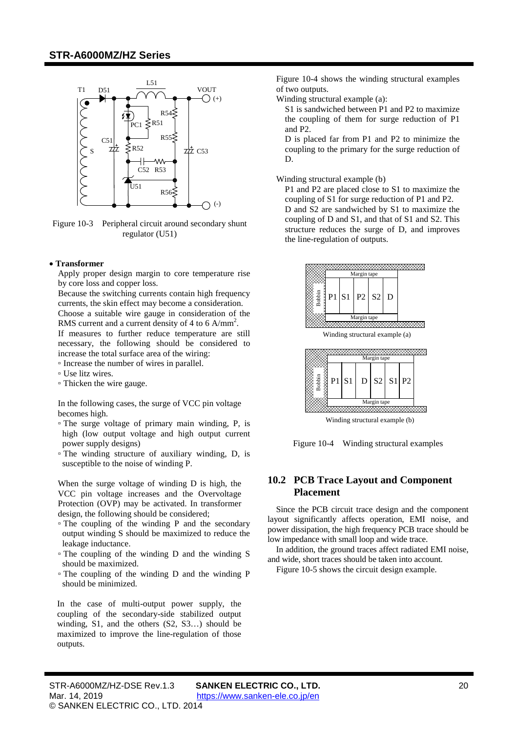Figure 10-3 Peripheral circuit around secondary shunt regulator (U51)

- **Transformer**

Apply proper design margin to core temperature rise by core loss and copper loss.

Because the switching currents contain high frequency currents, the skin effect may become a consideration.

Choose a suitable wire gauge in consideration of the RMS current and a current density of 4 to 6 A/mm$^2$.

If measures to further reduce temperature are still necessary, the following should be considered to increase the total surface area of the wiring:

- Increase the number of wires in parallel.
- Use litz wires.
- Thicken the wire gauge.

In the following cases, the surge of VCC pin voltage becomes high.

- The surge voltage of primary main winding, P, is high (low output voltage and high output current power supply designs)
- The winding structure of auxiliary winding, D, is susceptible to the noise of winding P.

When the surge voltage of winding D is high, the VCC pin voltage increases and the Overvoltage Protection (OVP) may be activated. In transformer design, the following should be considered;

- The coupling of the winding P and the secondary output winding S should be maximized to reduce the leakage inductance.
- The coupling of the winding D and the winding S should be maximized.
- The coupling of the winding D and the winding P should be minimized.

In the case of multi-output power supply, the coupling of the secondary-side stabilized output winding, S1, and the others (S2, S3…) should be maximized to improve the line-regulation of those outputs.

Figure 10-4 shows the winding structural examples of two outputs.

Winding structural example (a):

S1 is sandwiched between P1 and P2 to maximize the coupling of them for surge reduction of P1 and P2.

D is placed far from P1 and P2 to minimize the coupling to the primary for the surge reduction of D.

Winding structural example (b)

P1 and P2 are placed close to S1 to maximize the coupling of S1 for surge reduction of P1 and P2.

D and S2 are sandwiched by S1 to maximize the coupling of D and S1, and that of S1 and S2. This structure reduces the surge of D, and improves the line-regulation of outputs.

Winding structural example (a)

Winding structural example (b)

Figure 10-4 Winding structural examples

## 10.2 PCB Trace Layout and Component Placement

Since the PCB circuit trace design and the component layout significantly affects operation, EMI noise, and power dissipation, the high frequency PCB trace should be low impedance with small loop and wide trace.

In addition, the ground traces affect radiated EMI noise, and wide, short traces should be taken into account.

Figure 10-5 shows the circuit design example.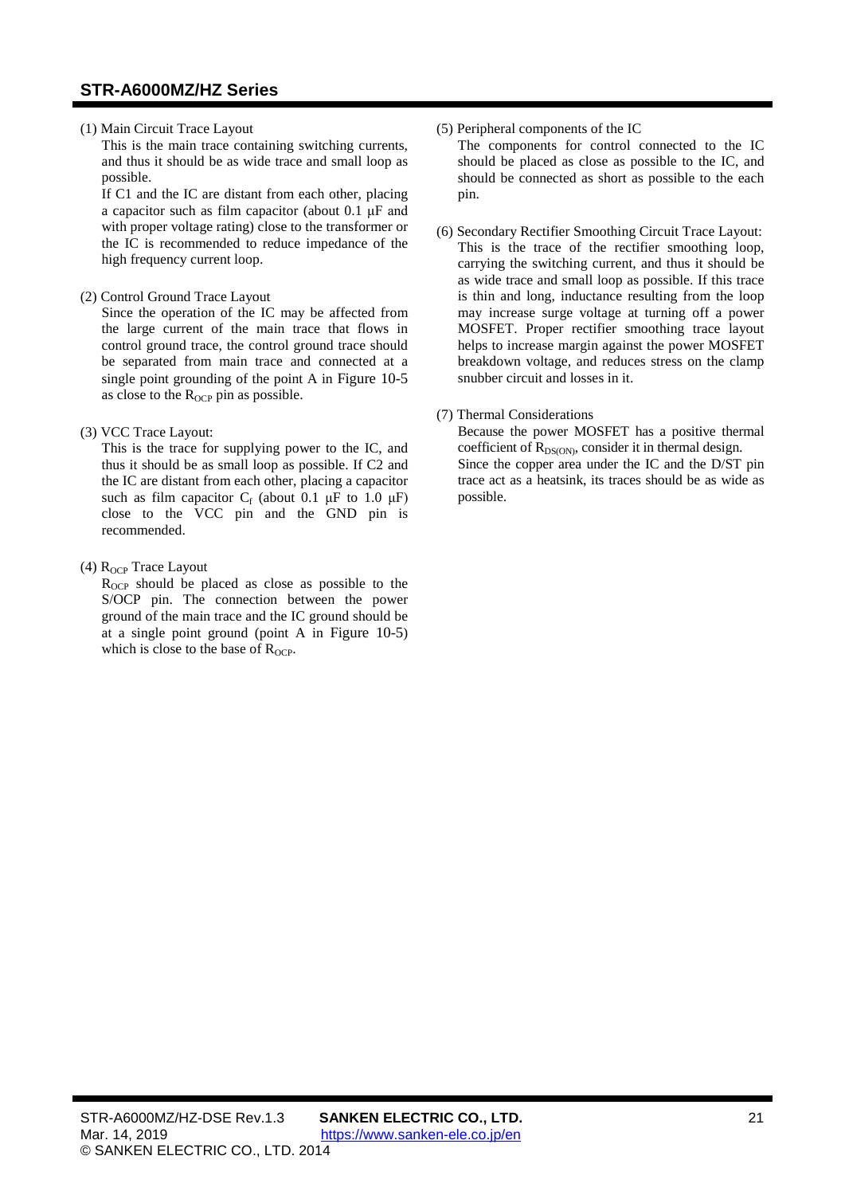(1) Main Circuit Trace Layout

This is the main trace containing switching currents, and thus it should be as wide trace and small loop as possible.

If C1 and the IC are distant from each other, placing a capacitor such as film capacitor (about 0.1 μF and with proper voltage rating) close to the transformer or the IC is recommended to reduce impedance of the high frequency current loop.

(2) Control Ground Trace Layout

Since the operation of the IC may be affected from the large current of the main trace that flows in control ground trace, the control ground trace should be separated from main trace and connected at a single point grounding of the point A in Figure 10-5 as close to the $R_{OCP}$ pin as possible.

(3) VCC Trace Layout:

This is the trace for supplying power to the IC, and thus it should be as small loop as possible. If C2 and the IC are distant from each other, placing a capacitor such as film capacitor $C_f$ (about 0.1 μF to 1.0 μF) close to the VCC pin and the GND pin is recommended.

(4) $R_{OCP}$ Trace Layout

$R_{OCP}$ should be placed as close as possible to the S/OCP pin. The connection between the power ground of the main trace and the IC ground should be at a single point ground (point A in Figure 10-5) which is close to the base of $R_{OCP}$.

(5) Peripheral components of the IC

The components for control connected to the IC should be placed as close as possible to the IC, and should be connected as short as possible to the each pin.

(6) Secondary Rectifier Smoothing Circuit Trace Layout:

This is the trace of the rectifier smoothing loop, carrying the switching current, and thus it should be as wide trace and small loop as possible. If this trace is thin and long, inductance resulting from the loop may increase surge voltage at turning off a power MOSFET. Proper rectifier smoothing trace layout helps to increase margin against the power MOSFET breakdown voltage, and reduces stress on the clamp snubber circuit and losses in it.

(7) Thermal Considerations

Because the power MOSFET has a positive thermal coefficient of $R_{DS(ON)}$, consider it in thermal design.

Since the copper area under the IC and the D/ST pin trace act as a heatsink, its traces should be as wide as possible.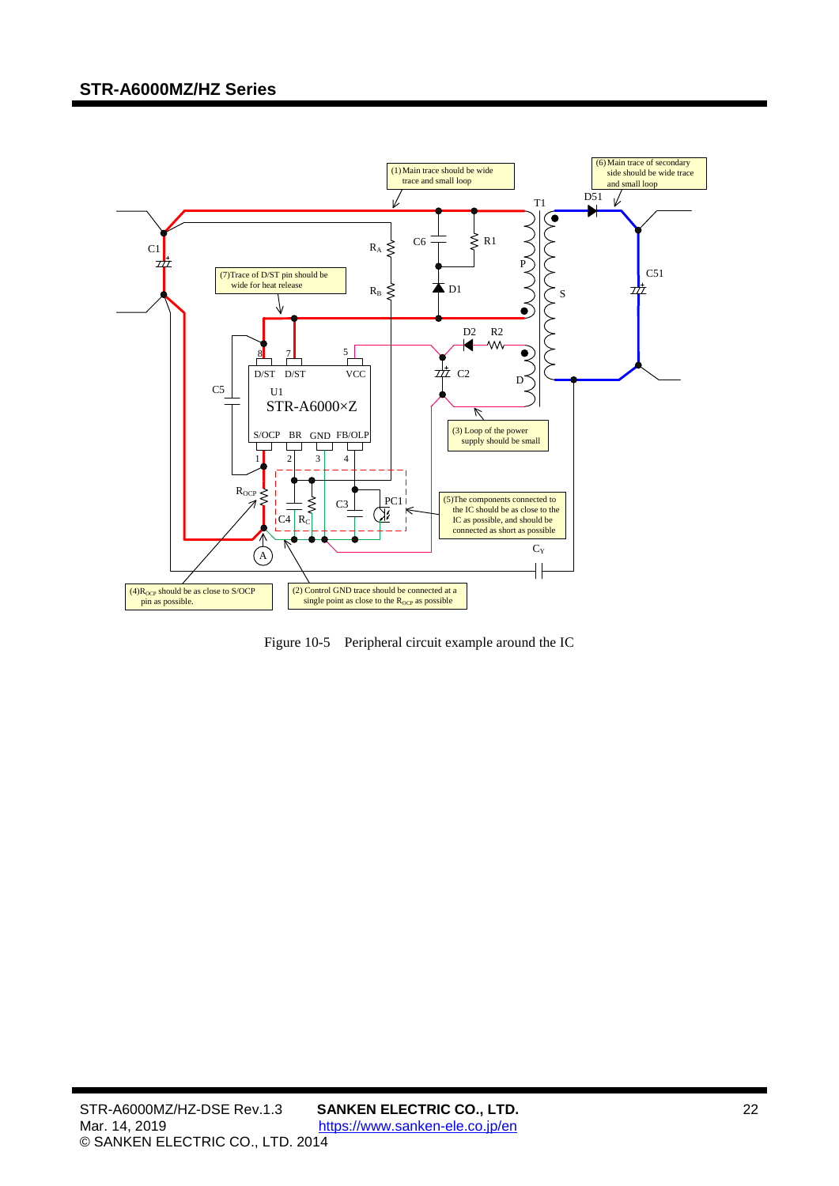Figure 10-5 Peripheral circuit example around the IC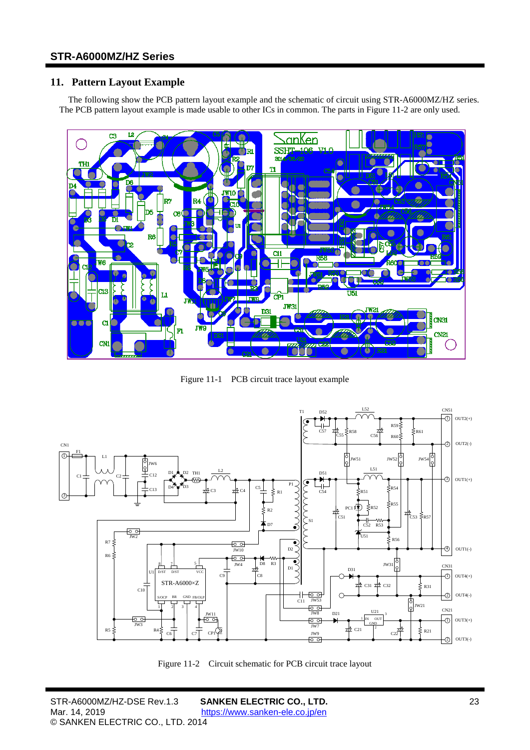## 11. Pattern Layout Example

The following show the PCB pattern layout example and the schematic of circuit using STR-A6000MZ/HZ series. The PCB pattern layout example is made usable to other ICs in common. The parts in Figure 11-2 are only used.

Figure 11-1 PCB circuit trace layout example

Figure 11-2 Circuit schematic for PCB circuit trace layout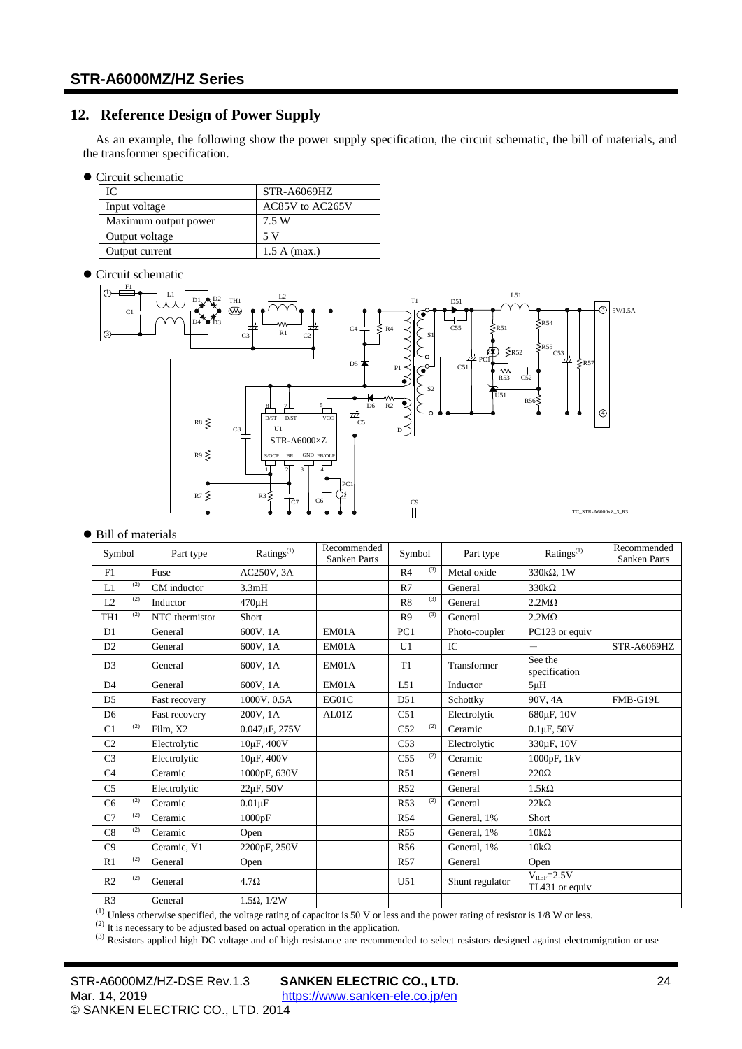## 12. Reference Design of Power Supply

As an example, the following show the power supply specification, the circuit schematic, the bill of materials, and the transformer specification.

- Circuit schematic

| IC | STR-A6069HZ |
|---|---|
| Input voltage | AC85V to AC265V |
| Maximum output power | 7.5 W |
| Output voltage | 5 V |
| Output current | 1.5 A (max.) |

- Circuit schematic

- Bill of materials

| Symbol | Part type | Ratings(1) | Recommended Sanken Parts | Symbol | Part type | Ratings(1) | Recommended Sanken Parts |
|---|---|---|---|---|---|---|---|
| F1 | Fuse | AC250V, 3A | | R4 (3) | Metal oxide | 330kΩ, 1W | |
| L1 (2) | CM inductor | 3.3mH | | R7 | General | 330kΩ | |
| L2 (2) | Inductor | 470μH | | R8 (3) | General | 2.2MΩ | |
| TH1 (2) | NTC thermistor | Short | | R9 (3) | General | 2.2MΩ | |
| D1 | General | 600V, 1A | EM01A | PC1 | Photo-coupler | PC123 or equiv | |
| D2 | General | 600V, 1A | EM01A | U1 | IC | — | STR-A6069HZ |
| D3 | General | 600V, 1A | EM01A | T1 | Transformer | See the specification | |
| D4 | General | 600V, 1A | EM01A | L51 | Inductor | 5μH | |
| D5 | Fast recovery | 1000V, 0.5A | EG01C | D51 | Schottky | 90V, 4A | FMB-G19L |
| D6 | Fast recovery | 200V, 1A | AL01Z | C51 | Electrolytic | 680μF, 10V | |
| C1 (2) | Film, X2 | 0.047μF, 275V | | C52 (2) | Ceramic | 0.1μF, 50V | |
| C2 | Electrolytic | 10μF, 400V | | C53 | Electrolytic | 330μF, 10V | |
| C3 | Electrolytic | 10μF, 400V | | C55 (2) | Ceramic | 1000pF, 1kV | |
| C4 | Ceramic | 1000pF, 630V | | R51 | General | 220Ω | |
| C5 | Electrolytic | 22μF, 50V | | R52 | General | 1.5kΩ | |
| C6 (2) | Ceramic | 0.01μF | | R53 (2) | General | 22kΩ | |
| C7 (2) | Ceramic | 1000pF | | R54 | General, 1% | Short | |
| C8 (2) | Ceramic | Open | | R55 | General, 1% | 10kΩ | |
| C9 | Ceramic, Y1 | 2200pF, 250V | | R56 | General, 1% | 10kΩ | |
| R1 (2) | General | Open | | R57 | General | Open | |
| R2 (2) | General | 4.7Ω | | U51 | Shunt regulator | $V_{REF}$=2.5V TL431 or equiv | |
| R3 | General | 1.5Ω, 1/2W | | | | | |

(1) Unless otherwise specified, the voltage rating of capacitor is 50 V or less and the power rating of resistor is 1/8 W or less.
(2) It is necessary to be adjusted based on actual operation in the application.
(3) Resistors applied high DC voltage and of high resistance are recommended to select resistors designed against electromigration or use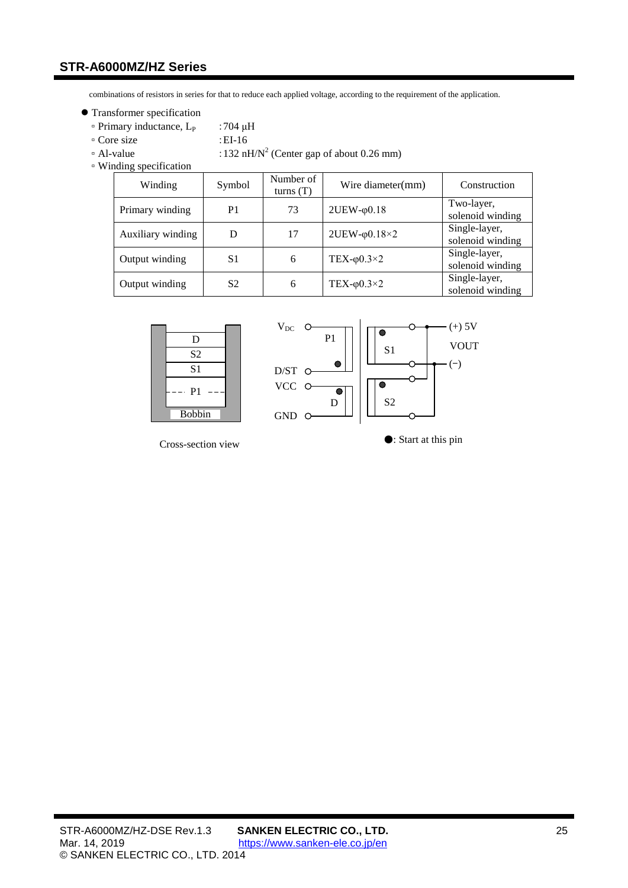combinations of resistors in series for that to reduce each applied voltage, according to the requirement of the application.

- Transplanted specification

Wait—correcting:

- Transformer specification
  - Primary inductance, $L_P$ : 704 µH
  - Core size : EI-16
  - Al-value : 132 nH/$N^2$ (Center gap of about 0.26 mm)
  - Winding specification

| Winding | Symbol | Number of turns (T) | Wire diameter(mm) | Construction |
|---|---|---|---|---|
| Primary winding | P1 | 73 | 2UEW-φ0.18 | Two-layer, solenoid winding |
| Auxiliary winding | D | 17 | 2UEW-φ0.18×2 | Single-layer, solenoid winding |
| Output winding | S1 | 6 | TEX-φ0.3×2 | Single-layer, solenoid winding |
| Output winding | S2 | 6 | TEX-φ0.3×2 | Single-layer, solenoid winding |

D
S2
S1
P1
Bobbin

Cross-section view

$V_{DC}$ P1 D/ST VCC D GND S1 S2 (+) 5V VOUT (−)

●: Start at this pin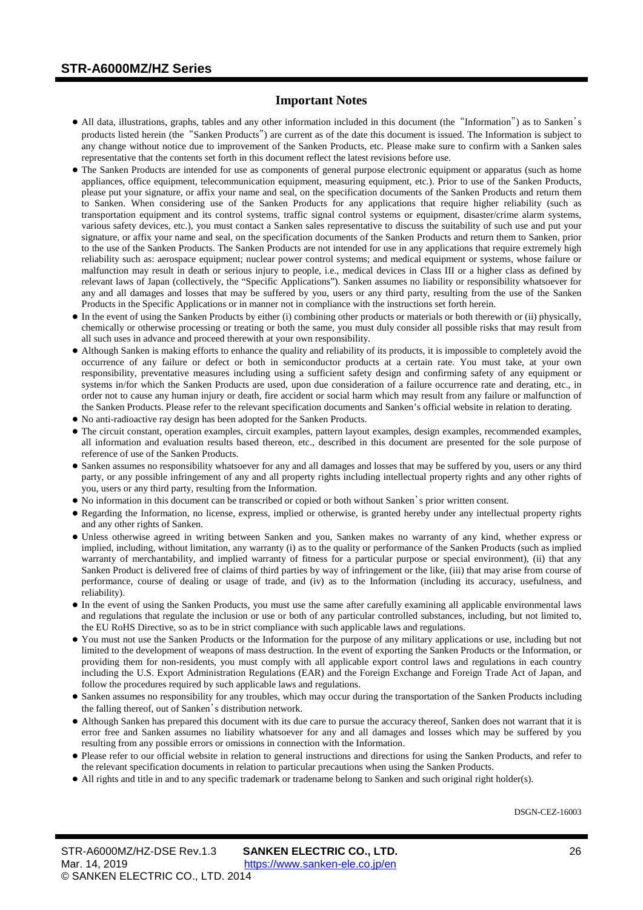## Important Notes

- All data, illustrations, graphs, tables and any other information included in this document (the "Information") as to Sanken's products listed herein (the "Sanken Products") are current as of the date this document is issued. The Information is subject to any change without notice due to improvement of the Sanken Products, etc. Please make sure to confirm with a Sanken sales representative that the contents set forth in this document reflect the latest revisions before use.
- The Sanken Products are intended for use as components of general purpose electronic equipment or apparatus (such as home appliances, office equipment, telecommunication equipment, measuring equipment, etc.). Prior to use of the Sanken Products, please put your signature, or affix your name and seal, on the specification documents of the Sanken Products and return them to Sanken. When considering use of the Sanken Products for any applications that require higher reliability (such as transportation equipment and its control systems, traffic signal control systems or equipment, disaster/crime alarm systems, various safety devices, etc.), you must contact a Sanken sales representative to discuss the suitability of such use and put your signature, or affix your name and seal, on the specification documents of the Sanken Products and return them to Sanken, prior to the use of the Sanken Products. The Sanken Products are not intended for use in any applications that require extremely high reliability such as: aerospace equipment; nuclear power control systems; and medical equipment or systems, whose failure or malfunction may result in death or serious injury to people, i.e., medical devices in Class III or a higher class as defined by relevant laws of Japan (collectively, the "Specific Applications"). Sanken assumes no liability or responsibility whatsoever for any and all damages and losses that may be suffered by you, users or any third party, resulting from the use of the Sanken Products in the Specific Applications or in manner not in compliance with the instructions set forth herein.
- In the event of using the Sanken Products by either (i) combining other products or materials or both therewith or (ii) physically, chemically or otherwise processing or treating or both the same, you must duly consider all possible risks that may result from all such uses in advance and proceed therewith at your own responsibility.
- Although Sanken is making efforts to enhance the quality and reliability of its products, it is impossible to completely avoid the occurrence of any failure or defect or both in semiconductor products at a certain rate. You must take, at your own responsibility, preventative measures including using a sufficient safety design and confirming safety of any equipment or systems in/for which the Sanken Products are used, upon due consideration of a failure occurrence rate and derating, etc., in order not to cause any human injury or death, fire accident or social harm which may result from any failure or malfunction of the Sanken Products. Please refer to the relevant specification documents and Sanken's official website in relation to derating.
- No anti-radioactive ray design has been adopted for the Sanken Products.
- The circuit constant, operation examples, circuit examples, pattern layout examples, design examples, recommended examples, all information and evaluation results based thereon, etc., described in this document are presented for the sole purpose of reference of use of the Sanken Products.
- Sanken assumes no responsibility whatsoever for any and all damages and losses that may be suffered by you, users or any third party, or any possible infringement of any and all property rights including intellectual property rights and any other rights of you, users or any third party, resulting from the Information.
- No information in this document can be transcribed or copied or both without Sanken's prior written consent.
- Regarding the Information, no license, express, implied or otherwise, is granted hereby under any intellectual property rights and any other rights of Sanken.
- Unless otherwise agreed in writing between Sanken and you, Sanken makes no warranty of any kind, whether express or implied, including, without limitation, any warranty (i) as to the quality or performance of the Sanken Products (such as implied warranty of merchantability, and implied warranty of fitness for a particular purpose or special environment), (ii) that any Sanken Product is delivered free of claims of third parties by way of infringement or the like, (iii) that may arise from course of performance, course of dealing or usage of trade, and (iv) as to the Information (including its accuracy, usefulness, and reliability).
- In the event of using the Sanken Products, you must use the same after carefully examining all applicable environmental laws and regulations that regulate the inclusion or use or both of any particular controlled substances, including, but not limited to, the EU RoHS Directive, so as to be in strict compliance with such applicable laws and regulations.
- You must not use the Sanken Products or the Information for the purpose of any military applications or use, including but not limited to the development of weapons of mass destruction. In the event of exporting the Sanken Products or the Information, or providing them for non-residents, you must comply with all applicable export control laws and regulations in each country including the U.S. Export Administration Regulations (EAR) and the Foreign Exchange and Foreign Trade Act of Japan, and follow the procedures required by such applicable laws and regulations.
- Sanken assumes no responsibility for any troubles, which may occur during the transportation of the Sanken Products including the falling thereof, out of Sanken's distribution network.
- Although Sanken has prepared this document with its due care to pursue the accuracy thereof, Sanken does not warrant that it is error free and Sanken assumes no liability whatsoever for any and all damages and losses which may be suffered by you resulting from any possible errors or omissions in connection with the Information.
- Please refer to our official website in relation to general instructions and directions for using the Sanken Products, and refer to the relevant specification documents in relation to particular precautions when using the Sanken Products.
- All rights and title in and to any specific trademark or tradename belong to Sanken and such original right holder(s).

DSGN-CEZ-16003